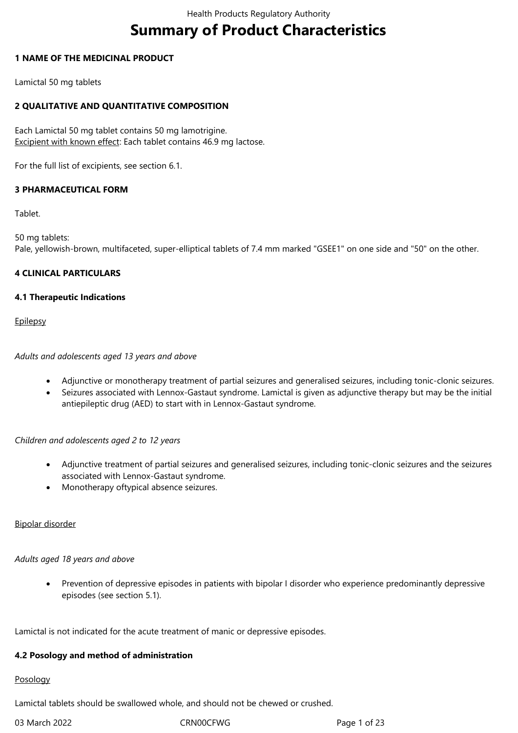# Summary of Product Characteristics

## 1 NAME OF THE MEDICINAL PRODUCT

Lamictal 50 mg tablets

## 2 QUALITATIVE AND QUANTITATIVE COMPOSITION

Each Lamictal 50 mg tablet contains 50 mg lamotrigine.
Excipient with known effect: Each tablet contains 46.9 mg lactose.

For the full list of excipients, see section 6.1.

## 3 PHARMACEUTICAL FORM

Tablet.

50 mg tablets:
Pale, yellowish-brown, multifaceted, super-elliptical tablets of 7.4 mm marked "GSEE1" on one side and "50" on the other.

## 4 CLINICAL PARTICULARS

### 4.1 Therapeutic Indications

Epilepsy

*Adults and adolescents aged 13 years and above*

- Adjunctive or monotherapy treatment of partial seizures and generalised seizures, including tonic-clonic seizures.
- Seizures associated with Lennox-Gastaut syndrome. Lamictal is given as adjunctive therapy but may be the initial antiepileptic drug (AED) to start with in Lennox-Gastaut syndrome.

*Children and adolescents aged 2 to 12 years*

- Adjunctive treatment of partial seizures and generalised seizures, including tonic-clonic seizures and the seizures associated with Lennox-Gastaut syndrome.
- Monotherapy oftypical absence seizures.

Bipolar disorder

*Adults aged 18 years and above*

- Prevention of depressive episodes in patients with bipolar I disorder who experience predominantly depressive episodes (see section 5.1).

Lamictal is not indicated for the acute treatment of manic or depressive episodes.

### 4.2 Posology and method of administration

Posology

Lamictal tablets should be swallowed whole, and should not be chewed or crushed.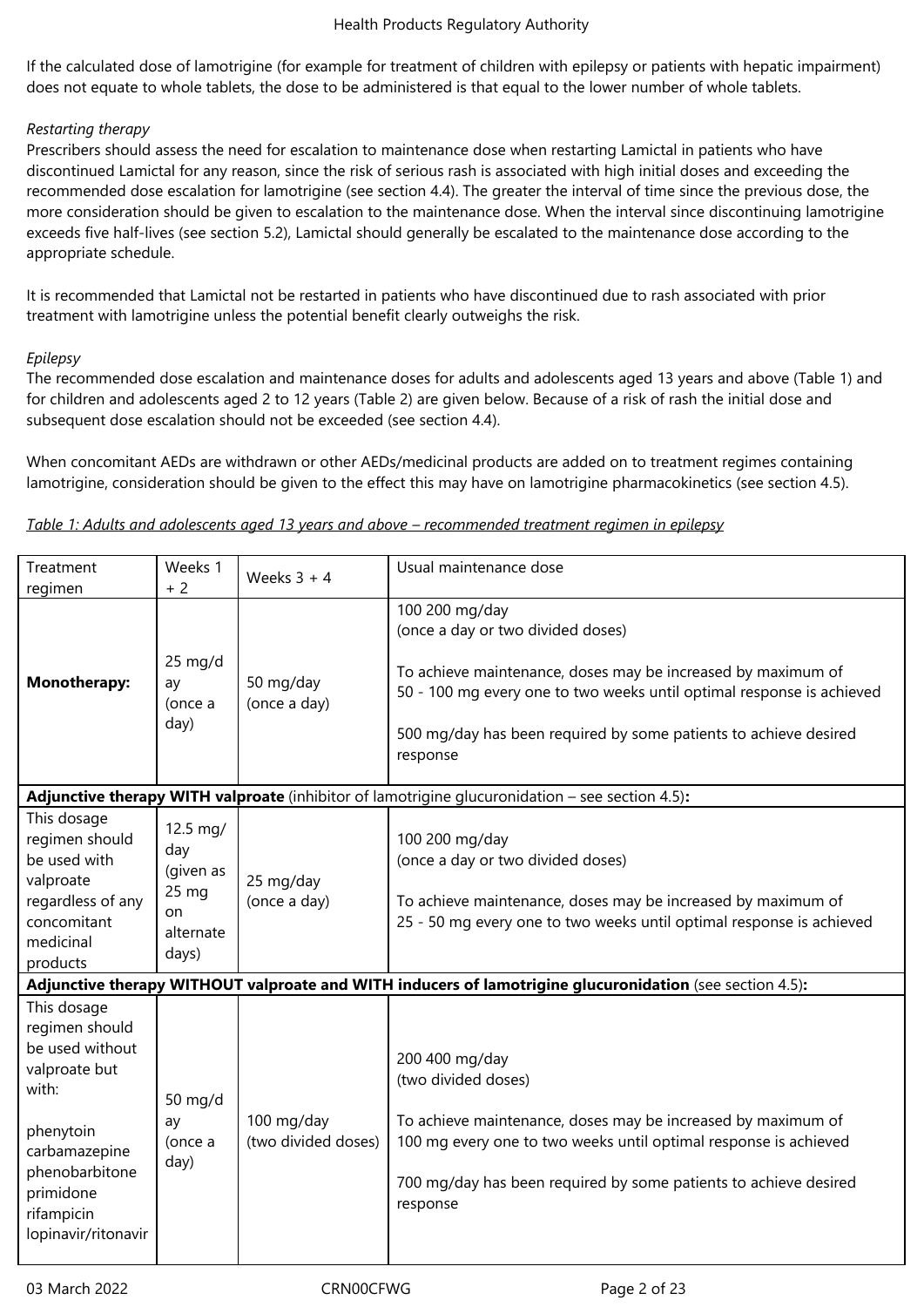If the calculated dose of lamotrigine (for example for treatment of children with epilepsy or patients with hepatic impairment) does not equate to whole tablets, the dose to be administered is that equal to the lower number of whole tablets.

*Restarting therapy*

Prescribers should assess the need for escalation to maintenance dose when restarting Lamictal in patients who have discontinued Lamictal for any reason, since the risk of serious rash is associated with high initial doses and exceeding the recommended dose escalation for lamotrigine (see section 4.4). The greater the interval of time since the previous dose, the more consideration should be given to escalation to the maintenance dose. When the interval since discontinuing lamotrigine exceeds five half-lives (see section 5.2), Lamictal should generally be escalated to the maintenance dose according to the appropriate schedule.

It is recommended that Lamictal not be restarted in patients who have discontinued due to rash associated with prior treatment with lamotrigine unless the potential benefit clearly outweighs the risk.

*Epilepsy*

The recommended dose escalation and maintenance doses for adults and adolescents aged 13 years and above (Table 1) and for children and adolescents aged 2 to 12 years (Table 2) are given below. Because of a risk of rash the initial dose and subsequent dose escalation should not be exceeded (see section 4.4).

When concomitant AEDs are withdrawn or other AEDs/medicinal products are added on to treatment regimes containing lamotrigine, consideration should be given to the effect this may have on lamotrigine pharmacokinetics (see section 4.5).

<u>*Table 1: Adults and adolescents aged 13 years and above – recommended treatment regimen in epilepsy*</u>

| Treatment regimen | Weeks 1 + 2 | Weeks 3 + 4 | Usual maintenance dose |
|---|---|---|---|
| **Monotherapy:** | 25 mg/day (once a day) | 50 mg/day (once a day) | 100 200 mg/day (once a day or two divided doses)<br><br>To achieve maintenance, doses may be increased by maximum of 50 - 100 mg every one to two weeks until optimal response is achieved<br><br>500 mg/day has been required by some patients to achieve desired response |
| **Adjunctive therapy WITH valproate** (inhibitor of lamotrigine glucuronidation – see section 4.5)**:** | | | |
| This dosage regimen should be used with valproate regardless of any concomitant medicinal products | 12.5 mg/day (given as 25 mg on alternate days) | 25 mg/day (once a day) | 100 200 mg/day (once a day or two divided doses)<br><br>To achieve maintenance, doses may be increased by maximum of 25 - 50 mg every one to two weeks until optimal response is achieved |
| **Adjunctive therapy WITHOUT valproate and WITH inducers of lamotrigine glucuronidation** (see section 4.5)**:** | | | |
| This dosage regimen should be used without valproate but with:<br><br>phenytoin<br>carbamazepine<br>phenobarbitone<br>primidone<br>rifampicin<br>lopinavir/ritonavir | 50 mg/day (once a day) | 100 mg/day (two divided doses) | 200 400 mg/day (two divided doses)<br><br>To achieve maintenance, doses may be increased by maximum of 100 mg every one to two weeks until optimal response is achieved<br><br>700 mg/day has been required by some patients to achieve desired response |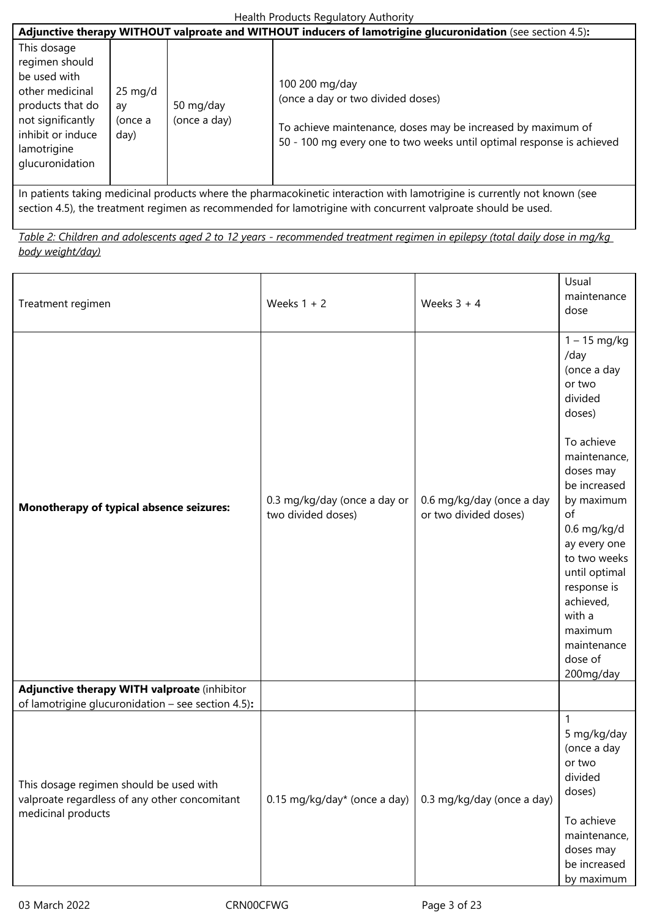| **Adjunctive therapy WITHOUT valproate and WITHOUT inducers of lamotrigine glucuronidation** (see section 4.5)**:** | | | |
|---|---|---|---|
| This dosage regimen should be used with other medicinal products that do not significantly inhibit or induce lamotrigine glucuronidation | 25 mg/day (once a day) | 50 mg/day (once a day) | 100 200 mg/day (once a day or two divided doses)<br><br>To achieve maintenance, doses may be increased by maximum of 50 - 100 mg every one to two weeks until optimal response is achieved |
| In patients taking medicinal products where the pharmacokinetic interaction with lamotrigine is currently not known (see section 4.5), the treatment regimen as recommended for lamotrigine with concurrent valproate should be used. | | | |

*Table 2: Children and adolescents aged 2 to 12 years - recommended treatment regimen in epilepsy (total daily dose in mg/kg body weight/day)*

| Treatment regimen | Weeks 1 + 2 | Weeks 3 + 4 | Usual maintenance dose |
|---|---|---|---|
| **Monotherapy of typical absence seizures:** | 0.3 mg/kg/day (once a day or two divided doses) | 0.6 mg/kg/day (once a day or two divided doses) | 1 – 15 mg/kg /day (once a day or two divided doses)<br><br>To achieve maintenance, doses may be increased by maximum of 0.6 mg/kg/day every one to two weeks until optimal response is achieved, with a maximum maintenance dose of 200mg/day |
| **Adjunctive therapy WITH valproate** (inhibitor of lamotrigine glucuronidation – see section 4.5)**:** | | | |
| This dosage regimen should be used with valproate regardless of any other concomitant medicinal products | 0.15 mg/kg/day* (once a day) | 0.3 mg/kg/day (once a day) | 1<br>5 mg/kg/day (once a day or two divided doses)<br><br>To achieve maintenance, doses may be increased by maximum |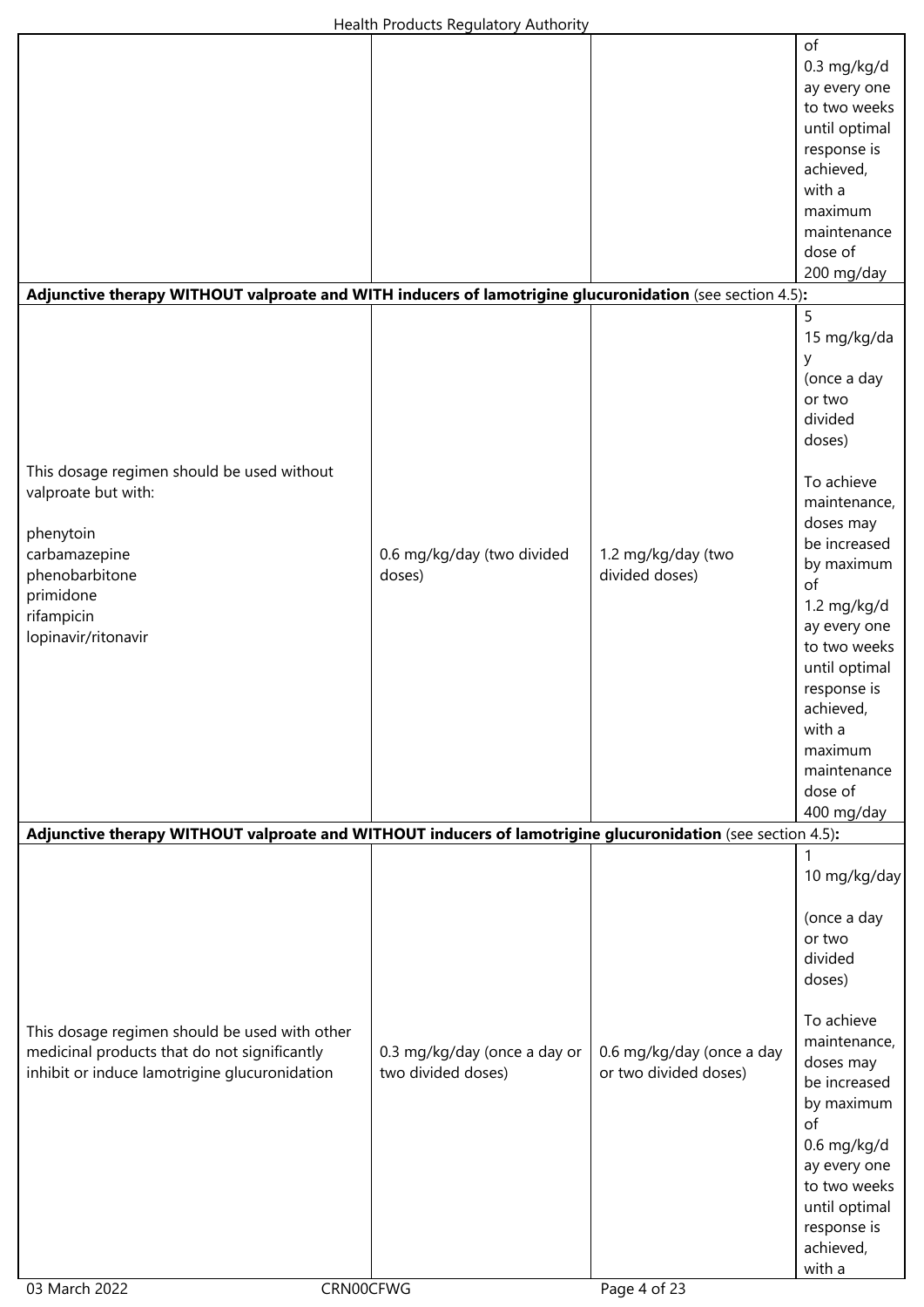| | | | |
|---|---|---|---|
| | | | of 0.3 mg/kg/day every one to two weeks until optimal response is achieved, with a maximum maintenance dose of 200 mg/day |
| **Adjunctive therapy WITHOUT valproate and WITH inducers of lamotrigine glucuronidation** (see section 4.5)**:** | | | |
| This dosage regimen should be used without valproate but with:<br><br>phenytoin<br>carbamazepine<br>phenobarbitone<br>primidone<br>rifampicin<br>lopinavir/ritonavir | 0.6 mg/kg/day (two divided doses) | 1.2 mg/kg/day (two divided doses) | 5 15 mg/kg/day (once a day or two divided doses)<br><br>To achieve maintenance, doses may be increased by maximum of 1.2 mg/kg/day every one to two weeks until optimal response is achieved, with a maximum maintenance dose of 400 mg/day |
| **Adjunctive therapy WITHOUT valproate and WITHOUT inducers of lamotrigine glucuronidation** (see section 4.5)**:** | | | |
| This dosage regimen should be used with other medicinal products that do not significantly inhibit or induce lamotrigine glucuronidation | 0.3 mg/kg/day (once a day or two divided doses) | 0.6 mg/kg/day (once a day or two divided doses) | 1 10 mg/kg/day<br><br>(once a day or two divided doses)<br><br>To achieve maintenance, doses may be increased by maximum of 0.6 mg/kg/day every one to two weeks until optimal response is achieved, with a |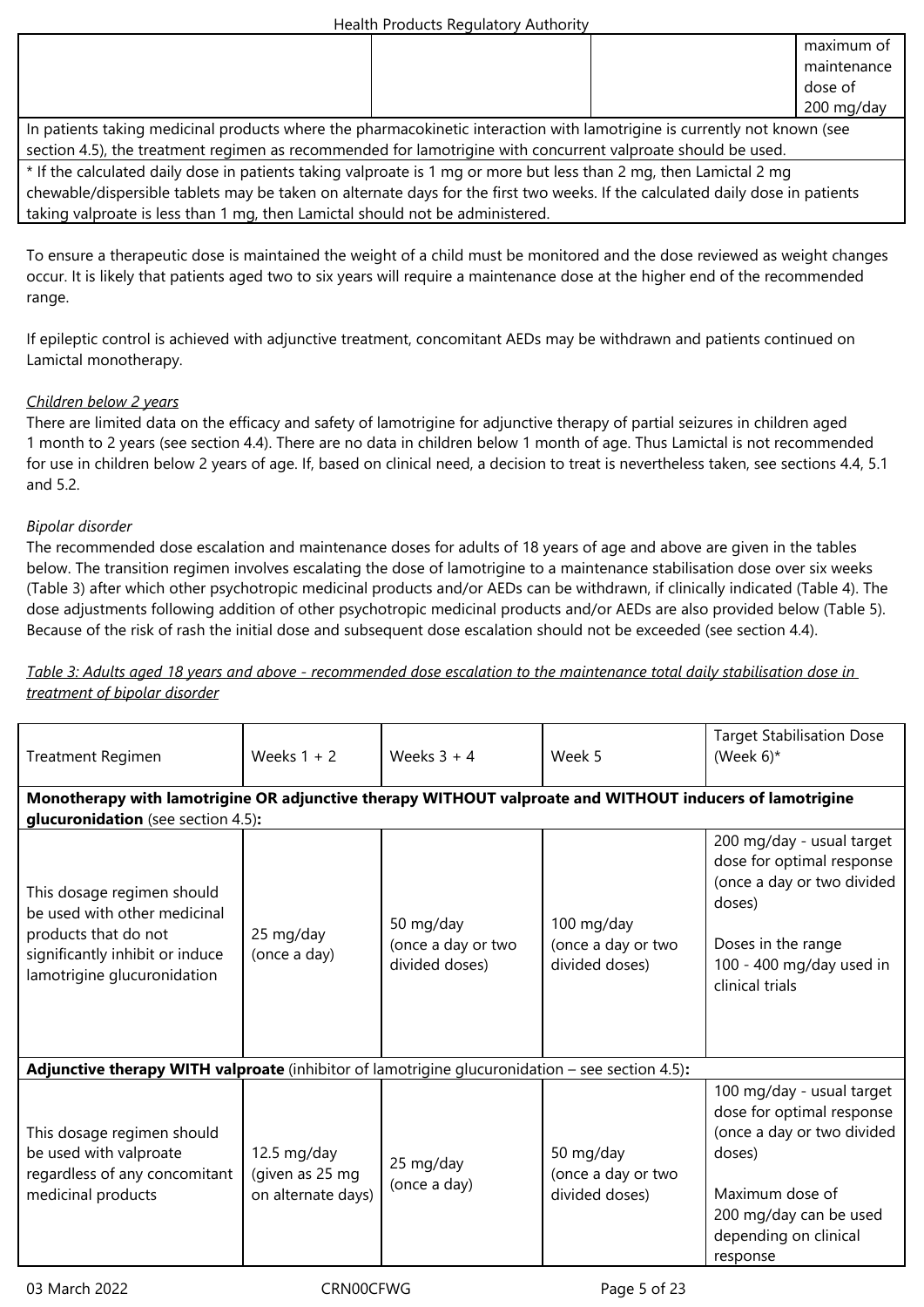| | | | maximum of maintenance dose of 200 mg/day |
|---|---|---|---|
| In patients taking medicinal products where the pharmacokinetic interaction with lamotrigine is currently not known (see section 4.5), the treatment regimen as recommended for lamotrigine with concurrent valproate should be used. | | | |
| * If the calculated daily dose in patients taking valproate is 1 mg or more but less than 2 mg, then Lamictal 2 mg chewable/dispersible tablets may be taken on alternate days for the first two weeks. If the calculated daily dose in patients taking valproate is less than 1 mg, then Lamictal should not be administered. | | | |

To ensure a therapeutic dose is maintained the weight of a child must be monitored and the dose reviewed as weight changes occur. It is likely that patients aged two to six years will require a maintenance dose at the higher end of the recommended range.

If epileptic control is achieved with adjunctive treatment, concomitant AEDs may be withdrawn and patients continued on Lamictal monotherapy.

*Children below 2 years*

There are limited data on the efficacy and safety of lamotrigine for adjunctive therapy of partial seizures in children aged 1 month to 2 years (see section 4.4). There are no data in children below 1 month of age. Thus Lamictal is not recommended for use in children below 2 years of age. If, based on clinical need, a decision to treat is nevertheless taken, see sections 4.4, 5.1 and 5.2.

*Bipolar disorder*

The recommended dose escalation and maintenance doses for adults of 18 years of age and above are given in the tables below. The transition regimen involves escalating the dose of lamotrigine to a maintenance stabilisation dose over six weeks (Table 3) after which other psychotropic medicinal products and/or AEDs can be withdrawn, if clinically indicated (Table 4). The dose adjustments following addition of other psychotropic medicinal products and/or AEDs are also provided below (Table 5). Because of the risk of rash the initial dose and subsequent dose escalation should not be exceeded (see section 4.4).

*Table 3: Adults aged 18 years and above - recommended dose escalation to the maintenance total daily stabilisation dose in treatment of bipolar disorder*

| Treatment Regimen | Weeks 1 + 2 | Weeks 3 + 4 | Week 5 | Target Stabilisation Dose (Week 6)* |
|---|---|---|---|---|
| **Monotherapy with lamotrigine OR adjunctive therapy WITHOUT valproate and WITHOUT inducers of lamotrigine glucuronidation** (see section 4.5)**:** | | | | |
| This dosage regimen should be used with other medicinal products that do not significantly inhibit or induce lamotrigine glucuronidation | 25 mg/day (once a day) | 50 mg/day (once a day or two divided doses) | 100 mg/day (once a day or two divided doses) | 200 mg/day - usual target dose for optimal response (once a day or two divided doses)<br><br>Doses in the range 100 - 400 mg/day used in clinical trials |
| **Adjunctive therapy WITH valproate** (inhibitor of lamotrigine glucuronidation – see section 4.5)**:** | | | | |
| This dosage regimen should be used with valproate regardless of any concomitant medicinal products | 12.5 mg/day (given as 25 mg on alternate days) | 25 mg/day (once a day) | 50 mg/day (once a day or two divided doses) | 100 mg/day - usual target dose for optimal response (once a day or two divided doses)<br><br>Maximum dose of 200 mg/day can be used depending on clinical response |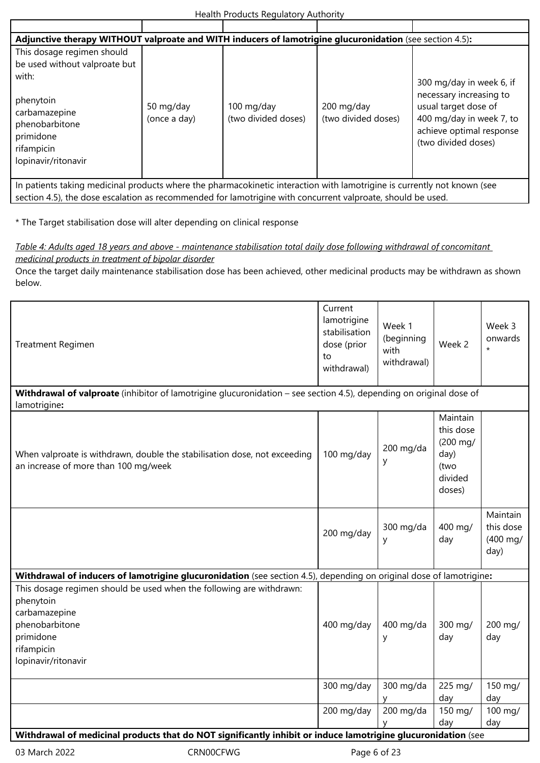| | | | | |
|---|---|---|---|---|
| **Adjunctive therapy WITHOUT valproate and WITH inducers of lamotrigine glucuronidation** (see section 4.5)**:** | | | | |
| This dosage regimen should be used without valproate but with:<br><br>phenytoin<br>carbamazepine<br>phenobarbitone<br>primidone<br>rifampicin<br>lopinavir/ritonavir | 50 mg/day (once a day) | 100 mg/day (two divided doses) | 200 mg/day (two divided doses) | 300 mg/day in week 6, if necessary increasing to usual target dose of 400 mg/day in week 7, to achieve optimal response (two divided doses) |
| In patients taking medicinal products where the pharmacokinetic interaction with lamotrigine is currently not known (see section 4.5), the dose escalation as recommended for lamotrigine with concurrent valproate, should be used. | | | | |

* The Target stabilisation dose will alter depending on clinical response

*Table 4: Adults aged 18 years and above - maintenance stabilisation total daily dose following withdrawal of concomitant medicinal products in treatment of bipolar disorder*

Once the target daily maintenance stabilisation dose has been achieved, other medicinal products may be withdrawn as shown below.

| Treatment Regimen | Current lamotrigine stabilisation dose (prior to withdrawal) | Week 1 (beginning with withdrawal) | Week 2 | Week 3 onwards * |
|---|---|---|---|---|
| **Withdrawal of valproate** (inhibitor of lamotrigine glucuronidation – see section 4.5), depending on original dose of lamotrigine**:** | | | | |
| When valproate is withdrawn, double the stabilisation dose, not exceeding an increase of more than 100 mg/week | 100 mg/day | 200 mg/day | Maintain this dose (200 mg/day) (two divided doses) | |
| | 200 mg/day | 300 mg/day | 400 mg/day | Maintain this dose (400 mg/day) |
| **Withdrawal of inducers of lamotrigine glucuronidation** (see section 4.5), depending on original dose of lamotrigine**:** | | | | |
| This dosage regimen should be used when the following are withdrawn:<br>phenytoin<br>carbamazepine<br>phenobarbitone<br>primidone<br>rifampicin<br>lopinavir/ritonavir | 400 mg/day | 400 mg/day | 300 mg/day | 200 mg/day |
| | 300 mg/day | 300 mg/day | 225 mg/day | 150 mg/day |
| | 200 mg/day | 200 mg/day | 150 mg/day | 100 mg/day |
| **Withdrawal of medicinal products that do NOT significantly inhibit or induce lamotrigine glucuronidation** (see | | | | |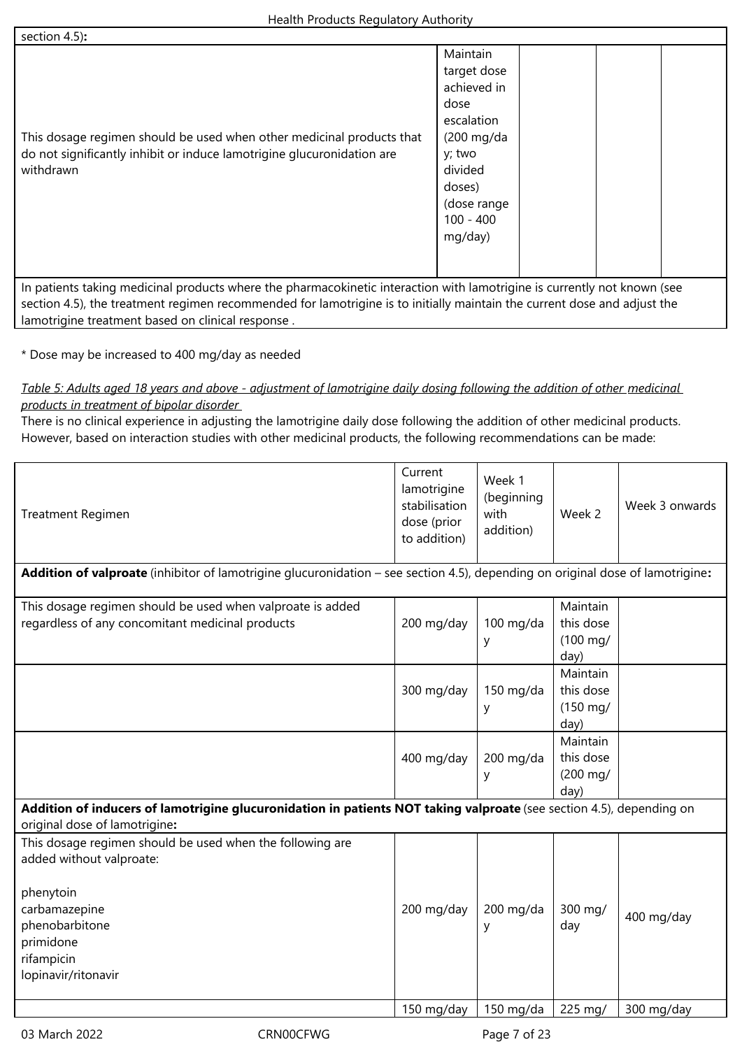| section 4.5): | | | | |
|---|---|---|---|---|
| This dosage regimen should be used when other medicinal products that do not significantly inhibit or induce lamotrigine glucuronidation are withdrawn | Maintain target dose achieved in dose escalation (200 mg/day; two divided doses) (dose range 100 - 400 mg/day) | | | |
| In patients taking medicinal products where the pharmacokinetic interaction with lamotrigine is currently not known (see section 4.5), the treatment regimen recommended for lamotrigine is to initially maintain the current dose and adjust the lamotrigine treatment based on clinical response . | | | | |

\* Dose may be increased to 400 mg/day as needed

*Table 5: Adults aged 18 years and above - adjustment of lamotrigine daily dosing following the addition of other medicinal products in treatment of bipolar disorder*

There is no clinical experience in adjusting the lamotrigine daily dose following the addition of other medicinal products. However, based on interaction studies with other medicinal products, the following recommendations can be made:

| Treatment Regimen | Current lamotrigine stabilisation dose (prior to addition) | Week 1 (beginning with addition) | Week 2 | Week 3 onwards |
|---|---|---|---|---|
| **Addition of valproate** (inhibitor of lamotrigine glucuronidation – see section 4.5), depending on original dose of lamotrigine**:** | | | | |
| This dosage regimen should be used when valproate is added regardless of any concomitant medicinal products | 200 mg/day | 100 mg/day | Maintain this dose (100 mg/day) | |
| | 300 mg/day | 150 mg/day | Maintain this dose (150 mg/day) | |
| | 400 mg/day | 200 mg/day | Maintain this dose (200 mg/day) | |
| **Addition of inducers of lamotrigine glucuronidation in patients NOT taking valproate** (see section 4.5), depending on original dose of lamotrigine**:** | | | | |
| This dosage regimen should be used when the following are added without valproate:<br><br>phenytoin<br>carbamazepine<br>phenobarbitone<br>primidone<br>rifampicin<br>lopinavir/ritonavir | 200 mg/day | 200 mg/day | 300 mg/day | 400 mg/day |
| | 150 mg/day | 150 mg/day | 225 mg/ | 300 mg/day |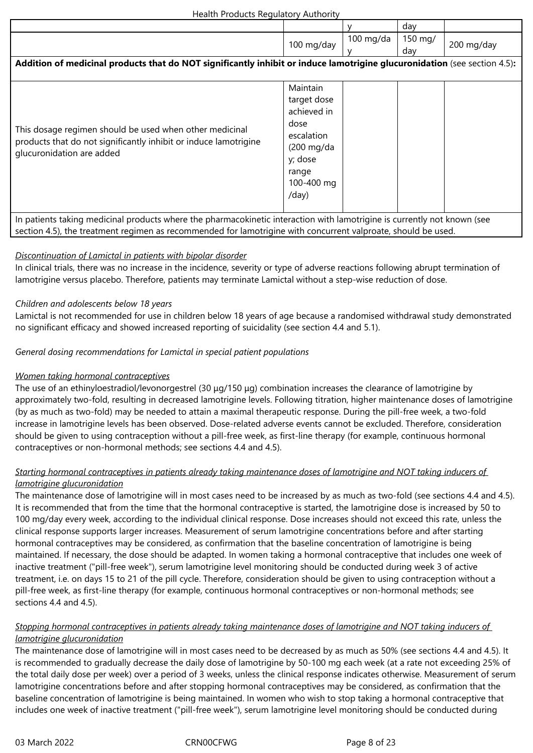|  |  | y | day |  |
|---|---|---|---|---|
|  | 100 mg/day | 100 mg/day | 150 mg/day | 200 mg/day |
| **Addition of medicinal products that do NOT significantly inhibit or induce lamotrigine glucuronidation** (see section 4.5)**:** |  |  |  |  |
| This dosage regimen should be used when other medicinal products that do not significantly inhibit or induce lamotrigine glucuronidation are added | Maintain target dose achieved in dose escalation (200 mg/day; dose range 100-400 mg /day) |  |  |  |
| In patients taking medicinal products where the pharmacokinetic interaction with lamotrigine is currently not known (see section 4.5), the treatment regimen as recommended for lamotrigine with concurrent valproate, should be used. |  |  |  |  |

*Discontinuation of Lamictal in patients with bipolar disorder*

In clinical trials, there was no increase in the incidence, severity or type of adverse reactions following abrupt termination of lamotrigine versus placebo. Therefore, patients may terminate Lamictal without a step-wise reduction of dose.

*Children and adolescents below 18 years*

Lamictal is not recommended for use in children below 18 years of age because a randomised withdrawal study demonstrated no significant efficacy and showed increased reporting of suicidality (see section 4.4 and 5.1).

*General dosing recommendations for Lamictal in special patient populations*

*Women taking hormonal contraceptives*

The use of an ethinyloestradiol/levonorgestrel (30 µg/150 µg) combination increases the clearance of lamotrigine by approximately two-fold, resulting in decreased lamotrigine levels. Following titration, higher maintenance doses of lamotrigine (by as much as two-fold) may be needed to attain a maximal therapeutic response. During the pill-free week, a two-fold increase in lamotrigine levels has been observed. Dose-related adverse events cannot be excluded. Therefore, consideration should be given to using contraception without a pill-free week, as first-line therapy (for example, continuous hormonal contraceptives or non-hormonal methods; see sections 4.4 and 4.5).

*Starting hormonal contraceptives in patients already taking maintenance doses of lamotrigine and NOT taking inducers of lamotrigine glucuronidation*

The maintenance dose of lamotrigine will in most cases need to be increased by as much as two-fold (see sections 4.4 and 4.5). It is recommended that from the time that the hormonal contraceptive is started, the lamotrigine dose is increased by 50 to 100 mg/day every week, according to the individual clinical response. Dose increases should not exceed this rate, unless the clinical response supports larger increases. Measurement of serum lamotrigine concentrations before and after starting hormonal contraceptives may be considered, as confirmation that the baseline concentration of lamotrigine is being maintained. If necessary, the dose should be adapted. In women taking a hormonal contraceptive that includes one week of inactive treatment ("pill-free week"), serum lamotrigine level monitoring should be conducted during week 3 of active treatment, i.e. on days 15 to 21 of the pill cycle. Therefore, consideration should be given to using contraception without a pill-free week, as first-line therapy (for example, continuous hormonal contraceptives or non-hormonal methods; see sections 4.4 and 4.5).

*Stopping hormonal contraceptives in patients already taking maintenance doses of lamotrigine and NOT taking inducers of lamotrigine glucuronidation*

The maintenance dose of lamotrigine will in most cases need to be decreased by as much as 50% (see sections 4.4 and 4.5). It is recommended to gradually decrease the daily dose of lamotrigine by 50-100 mg each week (at a rate not exceeding 25% of the total daily dose per week) over a period of 3 weeks, unless the clinical response indicates otherwise. Measurement of serum lamotrigine concentrations before and after stopping hormonal contraceptives may be considered, as confirmation that the baseline concentration of lamotrigine is being maintained. In women who wish to stop taking a hormonal contraceptive that includes one week of inactive treatment ("pill-free week"), serum lamotrigine level monitoring should be conducted during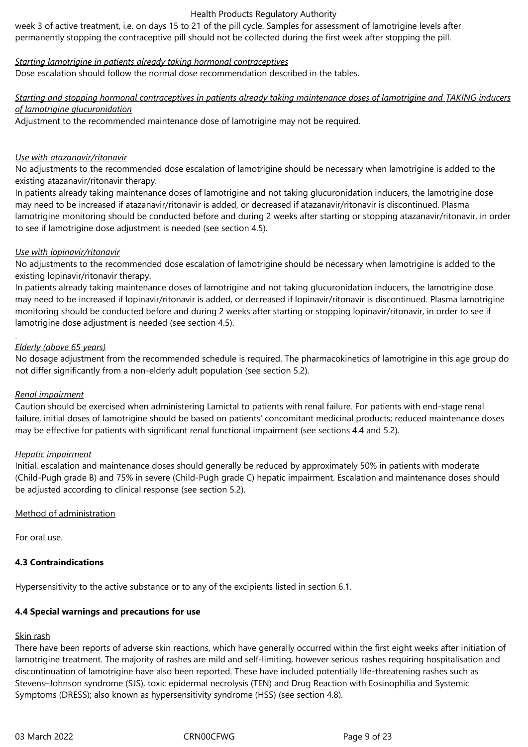week 3 of active treatment, i.e. on days 15 to 21 of the pill cycle. Samples for assessment of lamotrigine levels after permanently stopping the contraceptive pill should not be collected during the first week after stopping the pill.

*Starting lamotrigine in patients already taking hormonal contraceptives*

Dose escalation should follow the normal dose recommendation described in the tables.

*Starting and stopping hormonal contraceptives in patients already taking maintenance doses of lamotrigine and TAKING inducers of lamotrigine glucuronidation*

Adjustment to the recommended maintenance dose of lamotrigine may not be required.

*Use with atazanavir/ritonavir*

No adjustments to the recommended dose escalation of lamotrigine should be necessary when lamotrigine is added to the existing atazanavir/ritonavir therapy.

In patients already taking maintenance doses of lamotrigine and not taking glucuronidation inducers, the lamotrigine dose may need to be increased if atazanavir/ritonavir is added, or decreased if atazanavir/ritonavir is discontinued. Plasma lamotrigine monitoring should be conducted before and during 2 weeks after starting or stopping atazanavir/ritonavir, in order to see if lamotrigine dose adjustment is needed (see section 4.5).

*Use with lopinavir/ritonavir*

No adjustments to the recommended dose escalation of lamotrigine should be necessary when lamotrigine is added to the existing lopinavir/ritonavir therapy.

In patients already taking maintenance doses of lamotrigine and not taking glucuronidation inducers, the lamotrigine dose may need to be increased if lopinavir/ritonavir is added, or decreased if lopinavir/ritonavir is discontinued. Plasma lamotrigine monitoring should be conducted before and during 2 weeks after starting or stopping lopinavir/ritonavir, in order to see if lamotrigine dose adjustment is needed (see section 4.5).

*Elderly (above 65 years)*

No dosage adjustment from the recommended schedule is required. The pharmacokinetics of lamotrigine in this age group do not differ significantly from a non-elderly adult population (see section 5.2).

*Renal impairment*

Caution should be exercised when administering Lamictal to patients with renal failure. For patients with end-stage renal failure, initial doses of lamotrigine should be based on patients' concomitant medicinal products; reduced maintenance doses may be effective for patients with significant renal functional impairment (see sections 4.4 and 5.2).

*Hepatic impairment*

Initial, escalation and maintenance doses should generally be reduced by approximately 50% in patients with moderate (Child-Pugh grade B) and 75% in severe (Child-Pugh grade C) hepatic impairment. Escalation and maintenance doses should be adjusted according to clinical response (see section 5.2).

Method of administration

For oral use.

### 4.3 Contraindications

Hypersensitivity to the active substance or to any of the excipients listed in section 6.1.

### 4.4 Special warnings and precautions for use

Skin rash

There have been reports of adverse skin reactions, which have generally occurred within the first eight weeks after initiation of lamotrigine treatment. The majority of rashes are mild and self-limiting, however serious rashes requiring hospitalisation and discontinuation of lamotrigine have also been reported. These have included potentially life-threatening rashes such as Stevens–Johnson syndrome (SJS), toxic epidermal necrolysis (TEN) and Drug Reaction with Eosinophilia and Systemic Symptoms (DRESS); also known as hypersensitivity syndrome (HSS) (see section 4.8).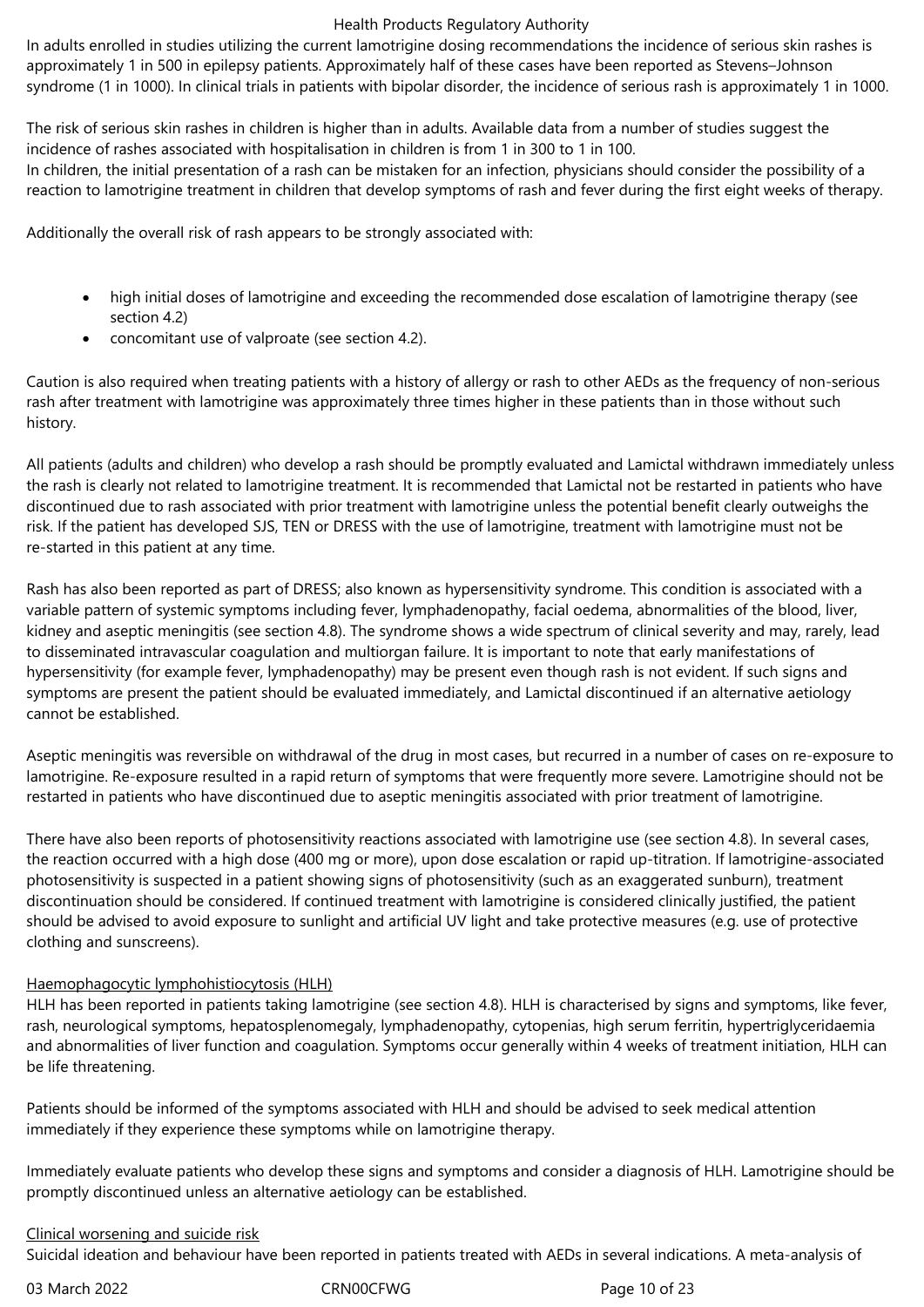In adults enrolled in studies utilizing the current lamotrigine dosing recommendations the incidence of serious skin rashes is approximately 1 in 500 in epilepsy patients. Approximately half of these cases have been reported as Stevens–Johnson syndrome (1 in 1000). In clinical trials in patients with bipolar disorder, the incidence of serious rash is approximately 1 in 1000.

The risk of serious skin rashes in children is higher than in adults. Available data from a number of studies suggest the incidence of rashes associated with hospitalisation in children is from 1 in 300 to 1 in 100.
In children, the initial presentation of a rash can be mistaken for an infection, physicians should consider the possibility of a reaction to lamotrigine treatment in children that develop symptoms of rash and fever during the first eight weeks of therapy.

Additionally the overall risk of rash appears to be strongly associated with:

- high initial doses of lamotrigine and exceeding the recommended dose escalation of lamotrigine therapy (see section 4.2)
- concomitant use of valproate (see section 4.2).

Caution is also required when treating patients with a history of allergy or rash to other AEDs as the frequency of non-serious rash after treatment with lamotrigine was approximately three times higher in these patients than in those without such history.

All patients (adults and children) who develop a rash should be promptly evaluated and Lamictal withdrawn immediately unless the rash is clearly not related to lamotrigine treatment. It is recommended that Lamictal not be restarted in patients who have discontinued due to rash associated with prior treatment with lamotrigine unless the potential benefit clearly outweighs the risk. If the patient has developed SJS, TEN or DRESS with the use of lamotrigine, treatment with lamotrigine must not be re-started in this patient at any time.

Rash has also been reported as part of DRESS; also known as hypersensitivity syndrome. This condition is associated with a variable pattern of systemic symptoms including fever, lymphadenopathy, facial oedema, abnormalities of the blood, liver, kidney and aseptic meningitis (see section 4.8). The syndrome shows a wide spectrum of clinical severity and may, rarely, lead to disseminated intravascular coagulation and multiorgan failure. It is important to note that early manifestations of hypersensitivity (for example fever, lymphadenopathy) may be present even though rash is not evident. If such signs and symptoms are present the patient should be evaluated immediately, and Lamictal discontinued if an alternative aetiology cannot be established.

Aseptic meningitis was reversible on withdrawal of the drug in most cases, but recurred in a number of cases on re-exposure to lamotrigine. Re-exposure resulted in a rapid return of symptoms that were frequently more severe. Lamotrigine should not be restarted in patients who have discontinued due to aseptic meningitis associated with prior treatment of lamotrigine.

There have also been reports of photosensitivity reactions associated with lamotrigine use (see section 4.8). In several cases, the reaction occurred with a high dose (400 mg or more), upon dose escalation or rapid up-titration. If lamotrigine-associated photosensitivity is suspected in a patient showing signs of photosensitivity (such as an exaggerated sunburn), treatment discontinuation should be considered. If continued treatment with lamotrigine is considered clinically justified, the patient should be advised to avoid exposure to sunlight and artificial UV light and take protective measures (e.g. use of protective clothing and sunscreens).

Haemophagocytic lymphohistiocytosis (HLH)

HLH has been reported in patients taking lamotrigine (see section 4.8). HLH is characterised by signs and symptoms, like fever, rash, neurological symptoms, hepatosplenomegaly, lymphadenopathy, cytopenias, high serum ferritin, hypertriglyceridaemia and abnormalities of liver function and coagulation. Symptoms occur generally within 4 weeks of treatment initiation, HLH can be life threatening.

Patients should be informed of the symptoms associated with HLH and should be advised to seek medical attention immediately if they experience these symptoms while on lamotrigine therapy.

Immediately evaluate patients who develop these signs and symptoms and consider a diagnosis of HLH. Lamotrigine should be promptly discontinued unless an alternative aetiology can be established.

Clinical worsening and suicide risk

Suicidal ideation and behaviour have been reported in patients treated with AEDs in several indications. A meta-analysis of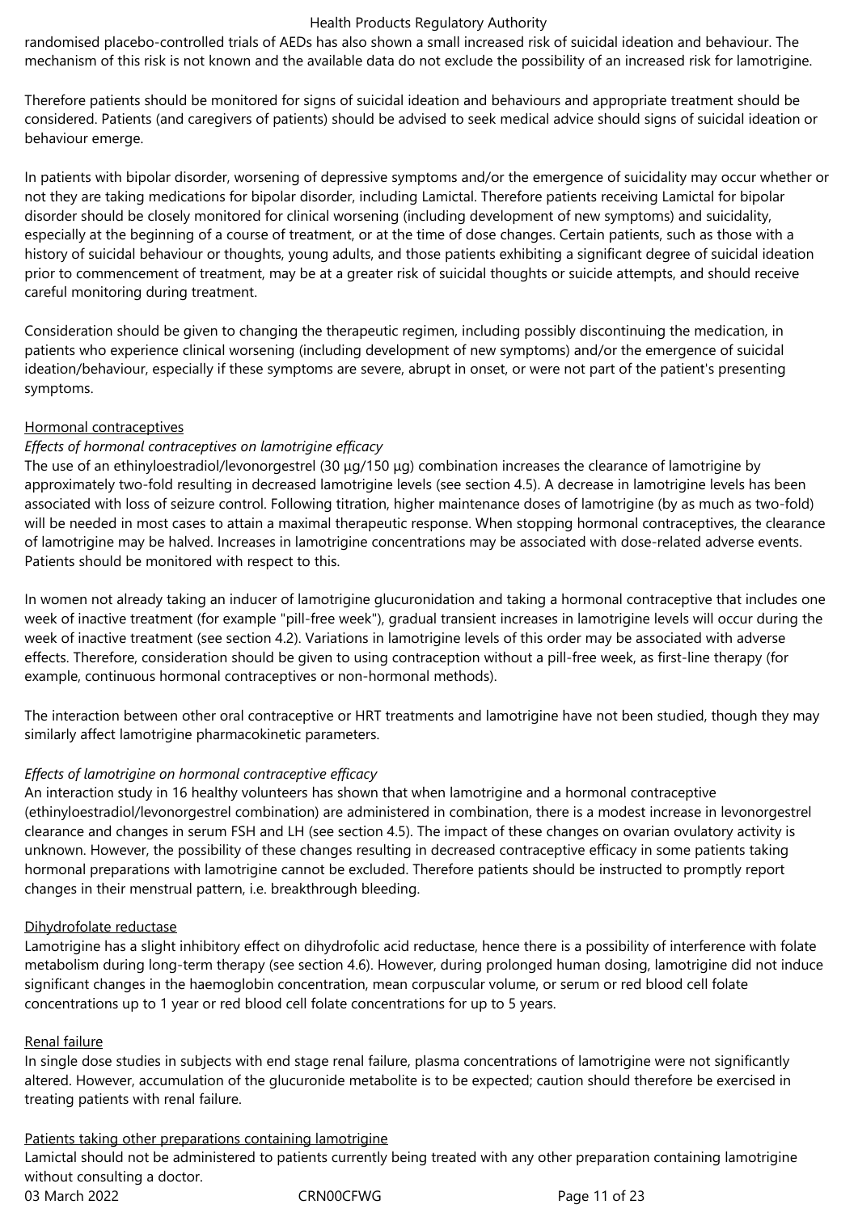randomised placebo-controlled trials of AEDs has also shown a small increased risk of suicidal ideation and behaviour. The mechanism of this risk is not known and the available data do not exclude the possibility of an increased risk for lamotrigine.

Therefore patients should be monitored for signs of suicidal ideation and behaviours and appropriate treatment should be considered. Patients (and caregivers of patients) should be advised to seek medical advice should signs of suicidal ideation or behaviour emerge.

In patients with bipolar disorder, worsening of depressive symptoms and/or the emergence of suicidality may occur whether or not they are taking medications for bipolar disorder, including Lamictal. Therefore patients receiving Lamictal for bipolar disorder should be closely monitored for clinical worsening (including development of new symptoms) and suicidality, especially at the beginning of a course of treatment, or at the time of dose changes. Certain patients, such as those with a history of suicidal behaviour or thoughts, young adults, and those patients exhibiting a significant degree of suicidal ideation prior to commencement of treatment, may be at a greater risk of suicidal thoughts or suicide attempts, and should receive careful monitoring during treatment.

Consideration should be given to changing the therapeutic regimen, including possibly discontinuing the medication, in patients who experience clinical worsening (including development of new symptoms) and/or the emergence of suicidal ideation/behaviour, especially if these symptoms are severe, abrupt in onset, or were not part of the patient's presenting symptoms.

<u>Hormonal contraceptives</u>

*Effects of hormonal contraceptives on lamotrigine efficacy*

The use of an ethinyloestradiol/levonorgestrel (30 µg/150 µg) combination increases the clearance of lamotrigine by approximately two-fold resulting in decreased lamotrigine levels (see section 4.5). A decrease in lamotrigine levels has been associated with loss of seizure control. Following titration, higher maintenance doses of lamotrigine (by as much as two-fold) will be needed in most cases to attain a maximal therapeutic response. When stopping hormonal contraceptives, the clearance of lamotrigine may be halved. Increases in lamotrigine concentrations may be associated with dose-related adverse events. Patients should be monitored with respect to this.

In women not already taking an inducer of lamotrigine glucuronidation and taking a hormonal contraceptive that includes one week of inactive treatment (for example "pill-free week"), gradual transient increases in lamotrigine levels will occur during the week of inactive treatment (see section 4.2). Variations in lamotrigine levels of this order may be associated with adverse effects. Therefore, consideration should be given to using contraception without a pill-free week, as first-line therapy (for example, continuous hormonal contraceptives or non-hormonal methods).

The interaction between other oral contraceptive or HRT treatments and lamotrigine have not been studied, though they may similarly affect lamotrigine pharmacokinetic parameters.

*Effects of lamotrigine on hormonal contraceptive efficacy*

An interaction study in 16 healthy volunteers has shown that when lamotrigine and a hormonal contraceptive (ethinyloestradiol/levonorgestrel combination) are administered in combination, there is a modest increase in levonorgestrel clearance and changes in serum FSH and LH (see section 4.5). The impact of these changes on ovarian ovulatory activity is unknown. However, the possibility of these changes resulting in decreased contraceptive efficacy in some patients taking hormonal preparations with lamotrigine cannot be excluded. Therefore patients should be instructed to promptly report changes in their menstrual pattern, i.e. breakthrough bleeding.

<u>Dihydrofolate reductase</u>

Lamotrigine has a slight inhibitory effect on dihydrofolic acid reductase, hence there is a possibility of interference with folate metabolism during long-term therapy (see section 4.6). However, during prolonged human dosing, lamotrigine did not induce significant changes in the haemoglobin concentration, mean corpuscular volume, or serum or red blood cell folate concentrations up to 1 year or red blood cell folate concentrations for up to 5 years.

<u>Renal failure</u>

In single dose studies in subjects with end stage renal failure, plasma concentrations of lamotrigine were not significantly altered. However, accumulation of the glucuronide metabolite is to be expected; caution should therefore be exercised in treating patients with renal failure.

<u>Patients taking other preparations containing lamotrigine</u>

Lamictal should not be administered to patients currently being treated with any other preparation containing lamotrigine without consulting a doctor.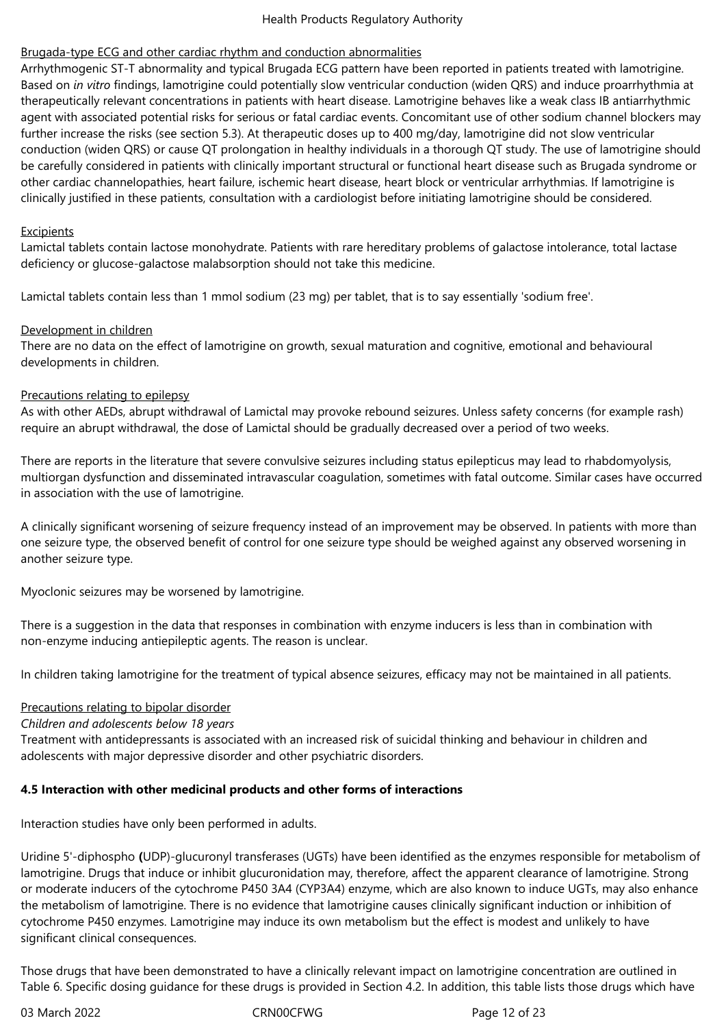Brugada-type ECG and other cardiac rhythm and conduction abnormalities

Arrhythmogenic ST-T abnormality and typical Brugada ECG pattern have been reported in patients treated with lamotrigine. Based on *in vitro* findings, lamotrigine could potentially slow ventricular conduction (widen QRS) and induce proarrhythmia at therapeutically relevant concentrations in patients with heart disease. Lamotrigine behaves like a weak class IB antiarrhythmic agent with associated potential risks for serious or fatal cardiac events. Concomitant use of other sodium channel blockers may further increase the risks (see section 5.3). At therapeutic doses up to 400 mg/day, lamotrigine did not slow ventricular conduction (widen QRS) or cause QT prolongation in healthy individuals in a thorough QT study. The use of lamotrigine should be carefully considered in patients with clinically important structural or functional heart disease such as Brugada syndrome or other cardiac channelopathies, heart failure, ischemic heart disease, heart block or ventricular arrhythmias. If lamotrigine is clinically justified in these patients, consultation with a cardiologist before initiating lamotrigine should be considered.

Excipients

Lamictal tablets contain lactose monohydrate. Patients with rare hereditary problems of galactose intolerance, total lactase deficiency or glucose-galactose malabsorption should not take this medicine.

Lamictal tablets contain less than 1 mmol sodium (23 mg) per tablet, that is to say essentially 'sodium free'.

Development in children

There are no data on the effect of lamotrigine on growth, sexual maturation and cognitive, emotional and behavioural developments in children.

Precautions relating to epilepsy

As with other AEDs, abrupt withdrawal of Lamictal may provoke rebound seizures. Unless safety concerns (for example rash) require an abrupt withdrawal, the dose of Lamictal should be gradually decreased over a period of two weeks.

There are reports in the literature that severe convulsive seizures including status epilepticus may lead to rhabdomyolysis, multiorgan dysfunction and disseminated intravascular coagulation, sometimes with fatal outcome. Similar cases have occurred in association with the use of lamotrigine.

A clinically significant worsening of seizure frequency instead of an improvement may be observed. In patients with more than one seizure type, the observed benefit of control for one seizure type should be weighed against any observed worsening in another seizure type.

Myoclonic seizures may be worsened by lamotrigine.

There is a suggestion in the data that responses in combination with enzyme inducers is less than in combination with non-enzyme inducing antiepileptic agents. The reason is unclear.

In children taking lamotrigine for the treatment of typical absence seizures, efficacy may not be maintained in all patients.

Precautions relating to bipolar disorder

*Children and adolescents below 18 years*

Treatment with antidepressants is associated with an increased risk of suicidal thinking and behaviour in children and adolescents with major depressive disorder and other psychiatric disorders.

**4.5 Interaction with other medicinal products and other forms of interactions**

Interaction studies have only been performed in adults.

Uridine 5'-diphospho **(**UDP)-glucuronyl transferases (UGTs) have been identified as the enzymes responsible for metabolism of lamotrigine. Drugs that induce or inhibit glucuronidation may, therefore, affect the apparent clearance of lamotrigine. Strong or moderate inducers of the cytochrome P450 3A4 (CYP3A4) enzyme, which are also known to induce UGTs, may also enhance the metabolism of lamotrigine. There is no evidence that lamotrigine causes clinically significant induction or inhibition of cytochrome P450 enzymes. Lamotrigine may induce its own metabolism but the effect is modest and unlikely to have significant clinical consequences.

Those drugs that have been demonstrated to have a clinically relevant impact on lamotrigine concentration are outlined in Table 6. Specific dosing guidance for these drugs is provided in Section 4.2. In addition, this table lists those drugs which have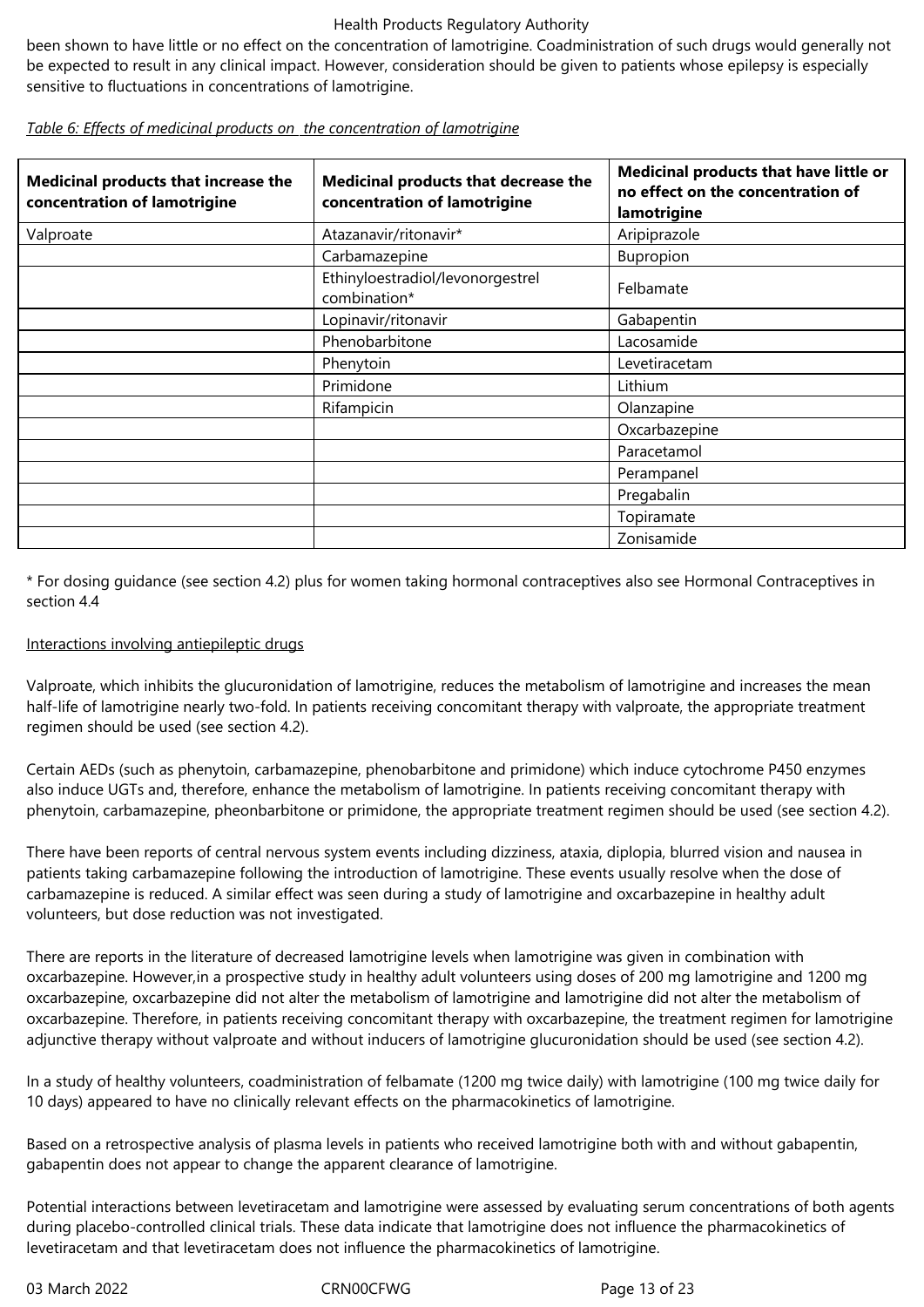been shown to have little or no effect on the concentration of lamotrigine. Coadministration of such drugs would generally not be expected to result in any clinical impact. However, consideration should be given to patients whose epilepsy is especially sensitive to fluctuations in concentrations of lamotrigine.

*Table 6: Effects of medicinal products on the concentration of lamotrigine*

| Medicinal products that increase the concentration of lamotrigine | Medicinal products that decrease the concentration of lamotrigine | Medicinal products that have little or no effect on the concentration of lamotrigine |
|---|---|---|
| Valproate | Atazanavir/ritonavir* | Aripiprazole |
| | Carbamazepine | Bupropion |
| | Ethinyloestradiol/levonorgestrel combination* | Felbamate |
| | Lopinavir/ritonavir | Gabapentin |
| | Phenobarbitone | Lacosamide |
| | Phenytoin | Levetiracetam |
| | Primidone | Lithium |
| | Rifampicin | Olanzapine |
| | | Oxcarbazepine |
| | | Paracetamol |
| | | Perampanel |
| | | Pregabalin |
| | | Topiramate |
| | | Zonisamide |

* For dosing guidance (see section 4.2) plus for women taking hormonal contraceptives also see Hormonal Contraceptives in section 4.4

Interactions involving antiepileptic drugs

Valproate, which inhibits the glucuronidation of lamotrigine, reduces the metabolism of lamotrigine and increases the mean half-life of lamotrigine nearly two-fold. In patients receiving concomitant therapy with valproate, the appropriate treatment regimen should be used (see section 4.2).

Certain AEDs (such as phenytoin, carbamazepine, phenobarbitone and primidone) which induce cytochrome P450 enzymes also induce UGTs and, therefore, enhance the metabolism of lamotrigine. In patients receiving concomitant therapy with phenytoin, carbamazepine, pheonbarbitone or primidone, the appropriate treatment regimen should be used (see section 4.2).

There have been reports of central nervous system events including dizziness, ataxia, diplopia, blurred vision and nausea in patients taking carbamazepine following the introduction of lamotrigine. These events usually resolve when the dose of carbamazepine is reduced. A similar effect was seen during a study of lamotrigine and oxcarbazepine in healthy adult volunteers, but dose reduction was not investigated.

There are reports in the literature of decreased lamotrigine levels when lamotrigine was given in combination with oxcarbazepine. However,in a prospective study in healthy adult volunteers using doses of 200 mg lamotrigine and 1200 mg oxcarbazepine, oxcarbazepine did not alter the metabolism of lamotrigine and lamotrigine did not alter the metabolism of oxcarbazepine. Therefore, in patients receiving concomitant therapy with oxcarbazepine, the treatment regimen for lamotrigine adjunctive therapy without valproate and without inducers of lamotrigine glucuronidation should be used (see section 4.2).

In a study of healthy volunteers, coadministration of felbamate (1200 mg twice daily) with lamotrigine (100 mg twice daily for 10 days) appeared to have no clinically relevant effects on the pharmacokinetics of lamotrigine.

Based on a retrospective analysis of plasma levels in patients who received lamotrigine both with and without gabapentin, gabapentin does not appear to change the apparent clearance of lamotrigine.

Potential interactions between levetiracetam and lamotrigine were assessed by evaluating serum concentrations of both agents during placebo-controlled clinical trials. These data indicate that lamotrigine does not influence the pharmacokinetics of levetiracetam and that levetiracetam does not influence the pharmacokinetics of lamotrigine.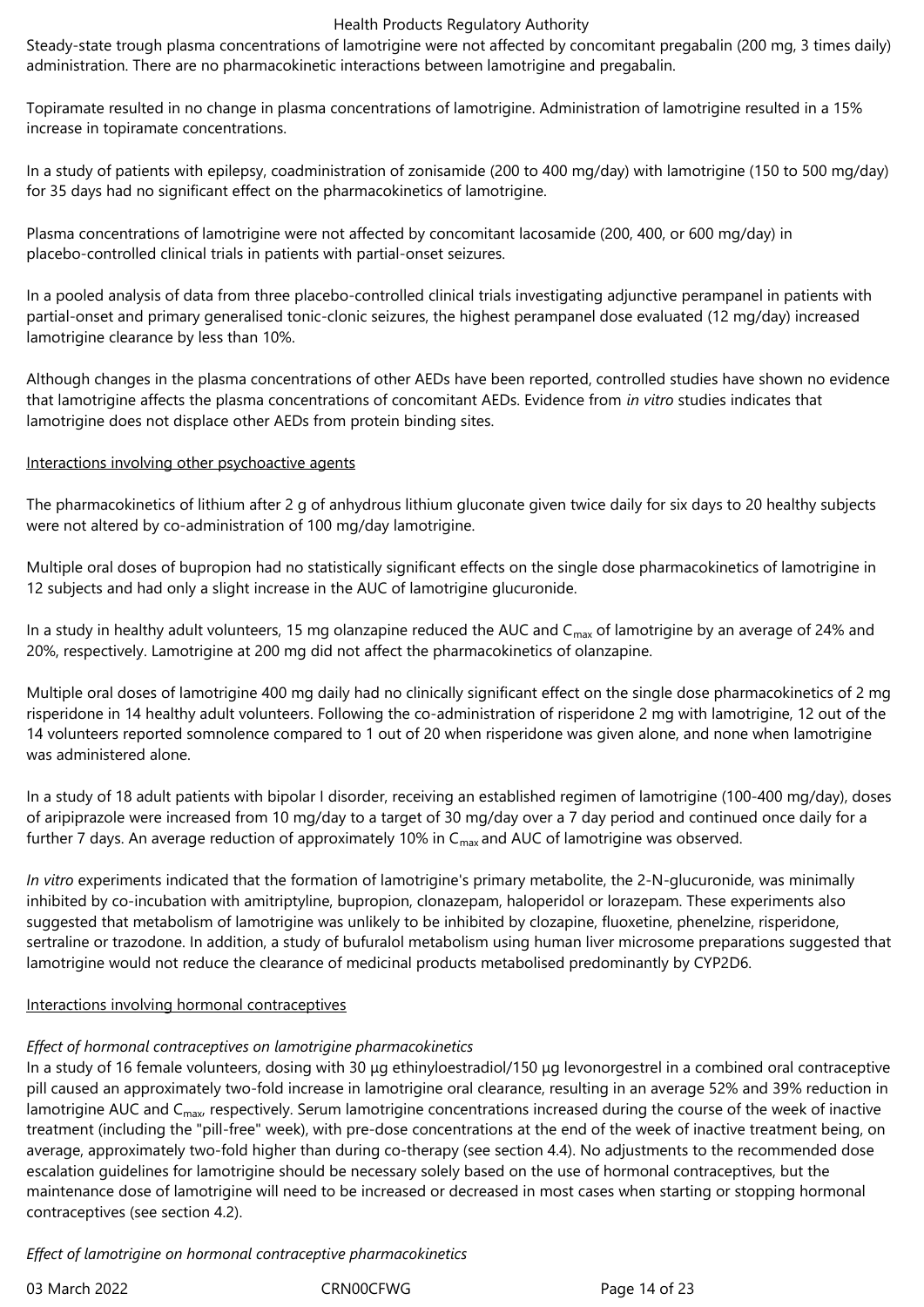Steady-state trough plasma concentrations of lamotrigine were not affected by concomitant pregabalin (200 mg, 3 times daily) administration. There are no pharmacokinetic interactions between lamotrigine and pregabalin.

Topiramate resulted in no change in plasma concentrations of lamotrigine. Administration of lamotrigine resulted in a 15% increase in topiramate concentrations.

In a study of patients with epilepsy, coadministration of zonisamide (200 to 400 mg/day) with lamotrigine (150 to 500 mg/day) for 35 days had no significant effect on the pharmacokinetics of lamotrigine.

Plasma concentrations of lamotrigine were not affected by concomitant lacosamide (200, 400, or 600 mg/day) in placebo-controlled clinical trials in patients with partial-onset seizures.

In a pooled analysis of data from three placebo-controlled clinical trials investigating adjunctive perampanel in patients with partial-onset and primary generalised tonic-clonic seizures, the highest perampanel dose evaluated (12 mg/day) increased lamotrigine clearance by less than 10%.

Although changes in the plasma concentrations of other AEDs have been reported, controlled studies have shown no evidence that lamotrigine affects the plasma concentrations of concomitant AEDs. Evidence from *in vitro* studies indicates that lamotrigine does not displace other AEDs from protein binding sites.

Interactions involving other psychoactive agents

The pharmacokinetics of lithium after 2 g of anhydrous lithium gluconate given twice daily for six days to 20 healthy subjects were not altered by co-administration of 100 mg/day lamotrigine.

Multiple oral doses of bupropion had no statistically significant effects on the single dose pharmacokinetics of lamotrigine in 12 subjects and had only a slight increase in the AUC of lamotrigine glucuronide.

In a study in healthy adult volunteers, 15 mg olanzapine reduced the AUC and $C_{max}$ of lamotrigine by an average of 24% and 20%, respectively. Lamotrigine at 200 mg did not affect the pharmacokinetics of olanzapine.

Multiple oral doses of lamotrigine 400 mg daily had no clinically significant effect on the single dose pharmacokinetics of 2 mg risperidone in 14 healthy adult volunteers. Following the co-administration of risperidone 2 mg with lamotrigine, 12 out of the 14 volunteers reported somnolence compared to 1 out of 20 when risperidone was given alone, and none when lamotrigine was administered alone.

In a study of 18 adult patients with bipolar I disorder, receiving an established regimen of lamotrigine (100-400 mg/day), doses of aripiprazole were increased from 10 mg/day to a target of 30 mg/day over a 7 day period and continued once daily for a further 7 days. An average reduction of approximately 10% in $C_{max}$ and AUC of lamotrigine was observed.

*In vitro* experiments indicated that the formation of lamotrigine's primary metabolite, the 2-N-glucuronide, was minimally inhibited by co-incubation with amitriptyline, bupropion, clonazepam, haloperidol or lorazepam. These experiments also suggested that metabolism of lamotrigine was unlikely to be inhibited by clozapine, fluoxetine, phenelzine, risperidone, sertraline or trazodone. In addition, a study of bufuralol metabolism using human liver microsome preparations suggested that lamotrigine would not reduce the clearance of medicinal products metabolised predominantly by CYP2D6.

Interactions involving hormonal contraceptives

*Effect of hormonal contraceptives on lamotrigine pharmacokinetics*

In a study of 16 female volunteers, dosing with 30 µg ethinyloestradiol/150 µg levonorgestrel in a combined oral contraceptive pill caused an approximately two-fold increase in lamotrigine oral clearance, resulting in an average 52% and 39% reduction in lamotrigine AUC and $C_{max}$, respectively. Serum lamotrigine concentrations increased during the course of the week of inactive treatment (including the "pill-free" week), with pre-dose concentrations at the end of the week of inactive treatment being, on average, approximately two-fold higher than during co-therapy (see section 4.4). No adjustments to the recommended dose escalation guidelines for lamotrigine should be necessary solely based on the use of hormonal contraceptives, but the maintenance dose of lamotrigine will need to be increased or decreased in most cases when starting or stopping hormonal contraceptives (see section 4.2).

*Effect of lamotrigine on hormonal contraceptive pharmacokinetics*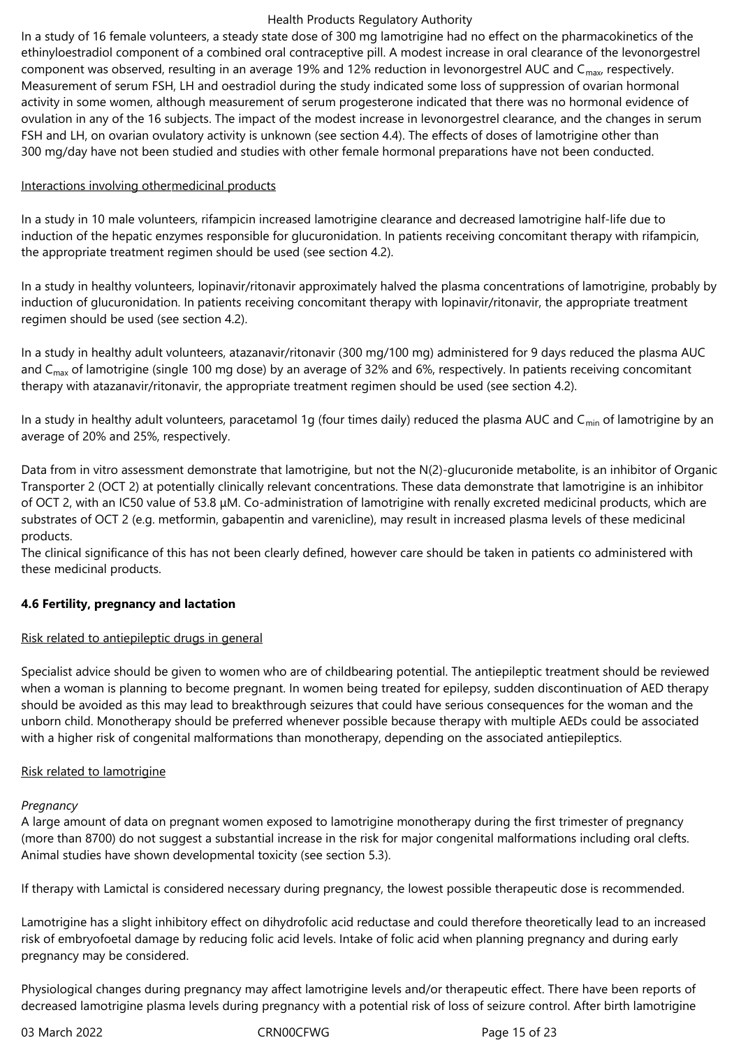In a study of 16 female volunteers, a steady state dose of 300 mg lamotrigine had no effect on the pharmacokinetics of the ethinyloestradiol component of a combined oral contraceptive pill. A modest increase in oral clearance of the levonorgestrel component was observed, resulting in an average 19% and 12% reduction in levonorgestrel AUC and $C_{max}$, respectively. Measurement of serum FSH, LH and oestradiol during the study indicated some loss of suppression of ovarian hormonal activity in some women, although measurement of serum progesterone indicated that there was no hormonal evidence of ovulation in any of the 16 subjects. The impact of the modest increase in levonorgestrel clearance, and the changes in serum FSH and LH, on ovarian ovulatory activity is unknown (see section 4.4). The effects of doses of lamotrigine other than 300 mg/day have not been studied and studies with other female hormonal preparations have not been conducted.

Interactions involving othermedicinal products

In a study in 10 male volunteers, rifampicin increased lamotrigine clearance and decreased lamotrigine half-life due to induction of the hepatic enzymes responsible for glucuronidation. In patients receiving concomitant therapy with rifampicin, the appropriate treatment regimen should be used (see section 4.2).

In a study in healthy volunteers, lopinavir/ritonavir approximately halved the plasma concentrations of lamotrigine, probably by induction of glucuronidation. In patients receiving concomitant therapy with lopinavir/ritonavir, the appropriate treatment regimen should be used (see section 4.2).

In a study in healthy adult volunteers, atazanavir/ritonavir (300 mg/100 mg) administered for 9 days reduced the plasma AUC and $C_{max}$ of lamotrigine (single 100 mg dose) by an average of 32% and 6%, respectively. In patients receiving concomitant therapy with atazanavir/ritonavir, the appropriate treatment regimen should be used (see section 4.2).

In a study in healthy adult volunteers, paracetamol 1g (four times daily) reduced the plasma AUC and $C_{min}$ of lamotrigine by an average of 20% and 25%, respectively.

Data from in vitro assessment demonstrate that lamotrigine, but not the N(2)-glucuronide metabolite, is an inhibitor of Organic Transporter 2 (OCT 2) at potentially clinically relevant concentrations. These data demonstrate that lamotrigine is an inhibitor of OCT 2, with an IC50 value of 53.8 µM. Co-administration of lamotrigine with renally excreted medicinal products, which are substrates of OCT 2 (e.g. metformin, gabapentin and varenicline), may result in increased plasma levels of these medicinal products.
The clinical significance of this has not been clearly defined, however care should be taken in patients co administered with these medicinal products.

### 4.6 Fertility, pregnancy and lactation

Risk related to antiepileptic drugs in general

Specialist advice should be given to women who are of childbearing potential. The antiepileptic treatment should be reviewed when a woman is planning to become pregnant. In women being treated for epilepsy, sudden discontinuation of AED therapy should be avoided as this may lead to breakthrough seizures that could have serious consequences for the woman and the unborn child. Monotherapy should be preferred whenever possible because therapy with multiple AEDs could be associated with a higher risk of congenital malformations than monotherapy, depending on the associated antiepileptics.

Risk related to lamotrigine

*Pregnancy*
A large amount of data on pregnant women exposed to lamotrigine monotherapy during the first trimester of pregnancy (more than 8700) do not suggest a substantial increase in the risk for major congenital malformations including oral clefts. Animal studies have shown developmental toxicity (see section 5.3).

If therapy with Lamictal is considered necessary during pregnancy, the lowest possible therapeutic dose is recommended.

Lamotrigine has a slight inhibitory effect on dihydrofolic acid reductase and could therefore theoretically lead to an increased risk of embryofoetal damage by reducing folic acid levels. Intake of folic acid when planning pregnancy and during early pregnancy may be considered.

Physiological changes during pregnancy may affect lamotrigine levels and/or therapeutic effect. There have been reports of decreased lamotrigine plasma levels during pregnancy with a potential risk of loss of seizure control. After birth lamotrigine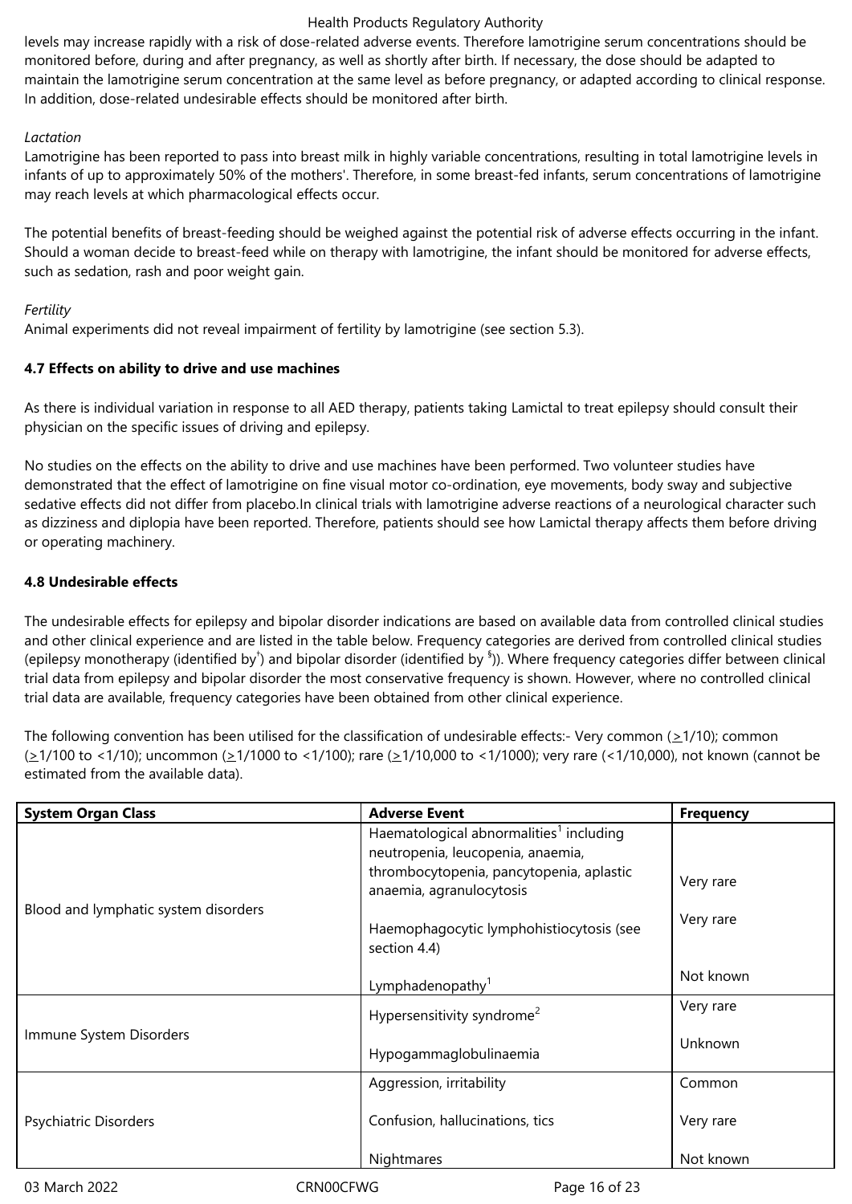levels may increase rapidly with a risk of dose-related adverse events. Therefore lamotrigine serum concentrations should be monitored before, during and after pregnancy, as well as shortly after birth. If necessary, the dose should be adapted to maintain the lamotrigine serum concentration at the same level as before pregnancy, or adapted according to clinical response. In addition, dose-related undesirable effects should be monitored after birth.

*Lactation*

Lamotrigine has been reported to pass into breast milk in highly variable concentrations, resulting in total lamotrigine levels in infants of up to approximately 50% of the mothers'. Therefore, in some breast-fed infants, serum concentrations of lamotrigine may reach levels at which pharmacological effects occur.

The potential benefits of breast-feeding should be weighed against the potential risk of adverse effects occurring in the infant. Should a woman decide to breast-feed while on therapy with lamotrigine, the infant should be monitored for adverse effects, such as sedation, rash and poor weight gain.

*Fertility*

Animal experiments did not reveal impairment of fertility by lamotrigine (see section 5.3).

**4.7 Effects on ability to drive and use machines**

As there is individual variation in response to all AED therapy, patients taking Lamictal to treat epilepsy should consult their physician on the specific issues of driving and epilepsy.

No studies on the effects on the ability to drive and use machines have been performed. Two volunteer studies have demonstrated that the effect of lamotrigine on fine visual motor co-ordination, eye movements, body sway and subjective sedative effects did not differ from placebo.In clinical trials with lamotrigine adverse reactions of a neurological character such as dizziness and diplopia have been reported. Therefore, patients should see how Lamictal therapy affects them before driving or operating machinery.

**4.8 Undesirable effects**

The undesirable effects for epilepsy and bipolar disorder indications are based on available data from controlled clinical studies and other clinical experience and are listed in the table below. Frequency categories are derived from controlled clinical studies (epilepsy monotherapy (identified by[†]) and bipolar disorder (identified by [§])). Where frequency categories differ between clinical trial data from epilepsy and bipolar disorder the most conservative frequency is shown. However, where no controlled clinical trial data are available, frequency categories have been obtained from other clinical experience.

The following convention has been utilised for the classification of undesirable effects:- Very common ($\geq$1/10); common ($\geq$1/100 to <1/10); uncommon ($\geq$1/1000 to <1/100); rare ($\geq$1/10,000 to <1/1000); very rare (<1/10,000), not known (cannot be estimated from the available data).

| System Organ Class | Adverse Event | Frequency |
| --- | --- | --- |
| Blood and lymphatic system disorders | Haematological abnormalities[1] including neutropenia, leucopenia, anaemia, thrombocytopenia, pancytopenia, aplastic anaemia, agranulocytosis | Very rare |
| | Haemophagocytic lymphohistiocytosis (see section 4.4) | Very rare |
| | Lymphadenopathy[1] | Not known |
| Immune System Disorders | Hypersensitivity syndrome[2] | Very rare |
| | Hypogammaglobulinaemia | Unknown |
| Psychiatric Disorders | Aggression, irritability | Common |
| | Confusion, hallucinations, tics | Very rare |
| | Nightmares | Not known |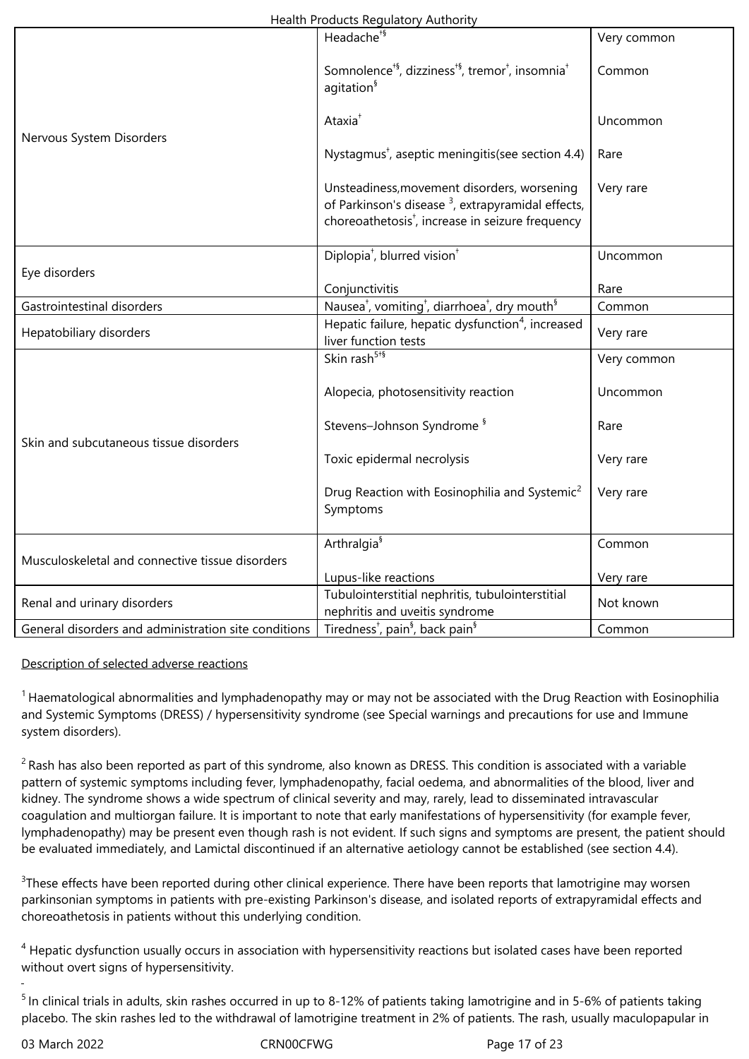| | | |
|---|---|---|
| Nervous System Disorders | Headache[†§] | Very common |
| | Somnolence[†§], dizziness[†§], tremor[†], insomnia[†] agitation[§] | Common |
| | Ataxia[†] | Uncommon |
| | Nystagmus[†], aseptic meningitis(see section 4.4) | Rare |
| | Unsteadiness,movement disorders, worsening of Parkinson's disease [3], extrapyramidal effects, choreoathetosis[†], increase in seizure frequency | Very rare |
| Eye disorders | Diplopia[†], blurred vision[†] | Uncommon |
| | Conjunctivitis | Rare |
| Gastrointestinal disorders | Nausea[†], vomiting[†], diarrhoea[†], dry mouth[§] | Common |
| Hepatobiliary disorders | Hepatic failure, hepatic dysfunction[4], increased liver function tests | Very rare |
| Skin and subcutaneous tissue disorders | Skin rash[5†§] | Very common |
| | Alopecia, photosensitivity reaction | Uncommon |
| | Stevens–Johnson Syndrome [§] | Rare |
| | Toxic epidermal necrolysis | Very rare |
| | Drug Reaction with Eosinophilia and Systemic[2] Symptoms | Very rare |
| Musculoskeletal and connective tissue disorders | Arthralgia[§] | Common |
| | Lupus-like reactions | Very rare |
| Renal and urinary disorders | Tubulointerstitial nephritis, tubulointerstitial nephritis and uveitis syndrome | Not known |
| General disorders and administration site conditions | Tiredness[†], pain[§], back pain[§] | Common |

Description of selected adverse reactions

[1] Haematological abnormalities and lymphadenopathy may or may not be associated with the Drug Reaction with Eosinophilia and Systemic Symptoms (DRESS) / hypersensitivity syndrome (see Special warnings and precautions for use and Immune system disorders).

[2] Rash has also been reported as part of this syndrome, also known as DRESS. This condition is associated with a variable pattern of systemic symptoms including fever, lymphadenopathy, facial oedema, and abnormalities of the blood, liver and kidney. The syndrome shows a wide spectrum of clinical severity and may, rarely, lead to disseminated intravascular coagulation and multiorgan failure. It is important to note that early manifestations of hypersensitivity (for example fever, lymphadenopathy) may be present even though rash is not evident. If such signs and symptoms are present, the patient should be evaluated immediately, and Lamictal discontinued if an alternative aetiology cannot be established (see section 4.4).

[3] These effects have been reported during other clinical experience. There have been reports that lamotrigine may worsen parkinsonian symptoms in patients with pre-existing Parkinson's disease, and isolated reports of extrapyramidal effects and choreoathetosis in patients without this underlying condition.

[4] Hepatic dysfunction usually occurs in association with hypersensitivity reactions but isolated cases have been reported without overt signs of hypersensitivity.

[5] In clinical trials in adults, skin rashes occurred in up to 8-12% of patients taking lamotrigine and in 5-6% of patients taking placebo. The skin rashes led to the withdrawal of lamotrigine treatment in 2% of patients. The rash, usually maculopapular in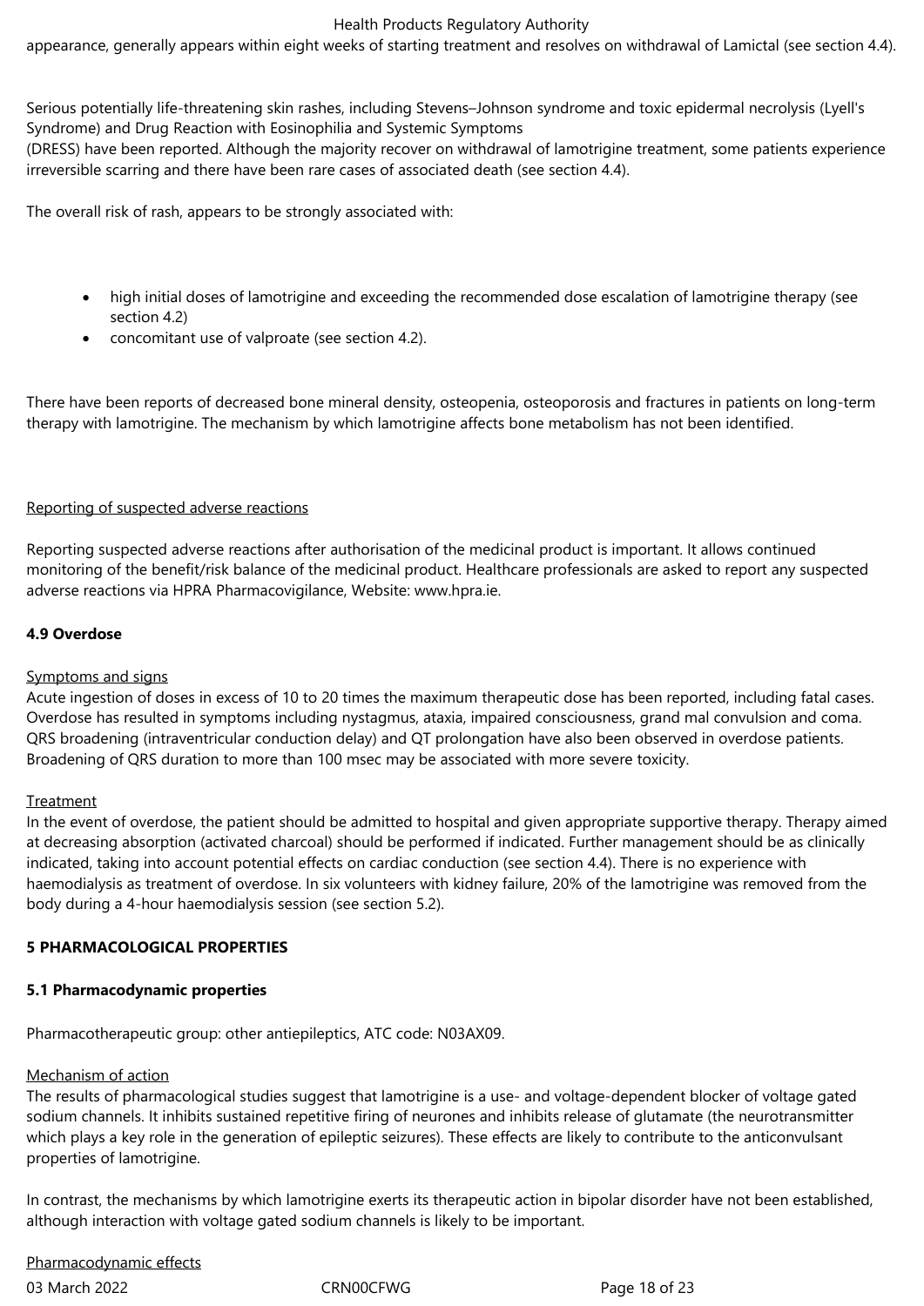appearance, generally appears within eight weeks of starting treatment and resolves on withdrawal of Lamictal (see section 4.4).

Serious potentially life-threatening skin rashes, including Stevens–Johnson syndrome and toxic epidermal necrolysis (Lyell's Syndrome) and Drug Reaction with Eosinophilia and Systemic Symptoms (DRESS) have been reported. Although the majority recover on withdrawal of lamotrigine treatment, some patients experience irreversible scarring and there have been rare cases of associated death (see section 4.4).

The overall risk of rash, appears to be strongly associated with:

- high initial doses of lamotrigine and exceeding the recommended dose escalation of lamotrigine therapy (see section 4.2)
- concomitant use of valproate (see section 4.2).

There have been reports of decreased bone mineral density, osteopenia, osteoporosis and fractures in patients on long-term therapy with lamotrigine. The mechanism by which lamotrigine affects bone metabolism has not been identified.

Reporting of suspected adverse reactions

Reporting suspected adverse reactions after authorisation of the medicinal product is important. It allows continued monitoring of the benefit/risk balance of the medicinal product. Healthcare professionals are asked to report any suspected adverse reactions via HPRA Pharmacovigilance, Website: www.hpra.ie.

### 4.9 Overdose

Symptoms and signs

Acute ingestion of doses in excess of 10 to 20 times the maximum therapeutic dose has been reported, including fatal cases. Overdose has resulted in symptoms including nystagmus, ataxia, impaired consciousness, grand mal convulsion and coma. QRS broadening (intraventricular conduction delay) and QT prolongation have also been observed in overdose patients. Broadening of QRS duration to more than 100 msec may be associated with more severe toxicity.

Treatment

In the event of overdose, the patient should be admitted to hospital and given appropriate supportive therapy. Therapy aimed at decreasing absorption (activated charcoal) should be performed if indicated. Further management should be as clinically indicated, taking into account potential effects on cardiac conduction (see section 4.4). There is no experience with haemodialysis as treatment of overdose. In six volunteers with kidney failure, 20% of the lamotrigine was removed from the body during a 4-hour haemodialysis session (see section 5.2).

## 5 PHARMACOLOGICAL PROPERTIES

### 5.1 Pharmacodynamic properties

Pharmacotherapeutic group: other antiepileptics, ATC code: N03AX09.

Mechanism of action

The results of pharmacological studies suggest that lamotrigine is a use- and voltage-dependent blocker of voltage gated sodium channels. It inhibits sustained repetitive firing of neurones and inhibits release of glutamate (the neurotransmitter which plays a key role in the generation of epileptic seizures). These effects are likely to contribute to the anticonvulsant properties of lamotrigine.

In contrast, the mechanisms by which lamotrigine exerts its therapeutic action in bipolar disorder have not been established, although interaction with voltage gated sodium channels is likely to be important.

Pharmacodynamic effects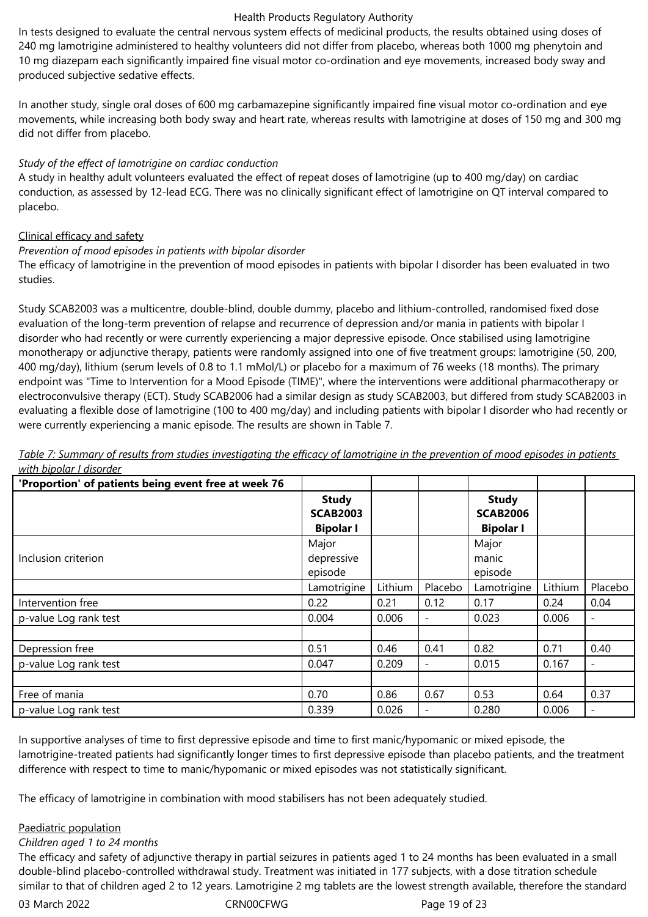In tests designed to evaluate the central nervous system effects of medicinal products, the results obtained using doses of 240 mg lamotrigine administered to healthy volunteers did not differ from placebo, whereas both 1000 mg phenytoin and 10 mg diazepam each significantly impaired fine visual motor co-ordination and eye movements, increased body sway and produced subjective sedative effects.

In another study, single oral doses of 600 mg carbamazepine significantly impaired fine visual motor co-ordination and eye movements, while increasing both body sway and heart rate, whereas results with lamotrigine at doses of 150 mg and 300 mg did not differ from placebo.

*Study of the effect of lamotrigine on cardiac conduction*

A study in healthy adult volunteers evaluated the effect of repeat doses of lamotrigine (up to 400 mg/day) on cardiac conduction, as assessed by 12-lead ECG. There was no clinically significant effect of lamotrigine on QT interval compared to placebo.

Clinical efficacy and safety

*Prevention of mood episodes in patients with bipolar disorder*

The efficacy of lamotrigine in the prevention of mood episodes in patients with bipolar I disorder has been evaluated in two studies.

Study SCAB2003 was a multicentre, double-blind, double dummy, placebo and lithium-controlled, randomised fixed dose evaluation of the long-term prevention of relapse and recurrence of depression and/or mania in patients with bipolar I disorder who had recently or were currently experiencing a major depressive episode. Once stabilised using lamotrigine monotherapy or adjunctive therapy, patients were randomly assigned into one of five treatment groups: lamotrigine (50, 200, 400 mg/day), lithium (serum levels of 0.8 to 1.1 mMol/L) or placebo for a maximum of 76 weeks (18 months). The primary endpoint was "Time to Intervention for a Mood Episode (TIME)", where the interventions were additional pharmacotherapy or electroconvulsive therapy (ECT). Study SCAB2006 had a similar design as study SCAB2003, but differed from study SCAB2003 in evaluating a flexible dose of lamotrigine (100 to 400 mg/day) and including patients with bipolar I disorder who had recently or were currently experiencing a manic episode. The results are shown in Table 7.

*Table 7: Summary of results from studies investigating the efficacy of lamotrigine in the prevention of mood episodes in patients with bipolar I disorder*

| 'Proportion' of patients being event free at week 76 | | | | | | |
|---|---|---|---|---|---|---|
| | **Study SCAB2003 Bipolar I** | | | **Study SCAB2006 Bipolar I** | | |
| Inclusion criterion | Major depressive episode | | | Major manic episode | | |
| | Lamotrigine | Lithium | Placebo | Lamotrigine | Lithium | Placebo |
| Intervention free | 0.22 | 0.21 | 0.12 | 0.17 | 0.24 | 0.04 |
| p-value Log rank test | 0.004 | 0.006 | - | 0.023 | 0.006 | - |
| | | | | | | |
| Depression free | 0.51 | 0.46 | 0.41 | 0.82 | 0.71 | 0.40 |
| p-value Log rank test | 0.047 | 0.209 | - | 0.015 | 0.167 | - |
| | | | | | | |
| Free of mania | 0.70 | 0.86 | 0.67 | 0.53 | 0.64 | 0.37 |
| p-value Log rank test | 0.339 | 0.026 | - | 0.280 | 0.006 | - |

In supportive analyses of time to first depressive episode and time to first manic/hypomanic or mixed episode, the lamotrigine-treated patients had significantly longer times to first depressive episode than placebo patients, and the treatment difference with respect to time to manic/hypomanic or mixed episodes was not statistically significant.

The efficacy of lamotrigine in combination with mood stabilisers has not been adequately studied.

Paediatric population

*Children aged 1 to 24 months*

The efficacy and safety of adjunctive therapy in partial seizures in patients aged 1 to 24 months has been evaluated in a small double-blind placebo-controlled withdrawal study. Treatment was initiated in 177 subjects, with a dose titration schedule similar to that of children aged 2 to 12 years. Lamotrigine 2 mg tablets are the lowest strength available, therefore the standard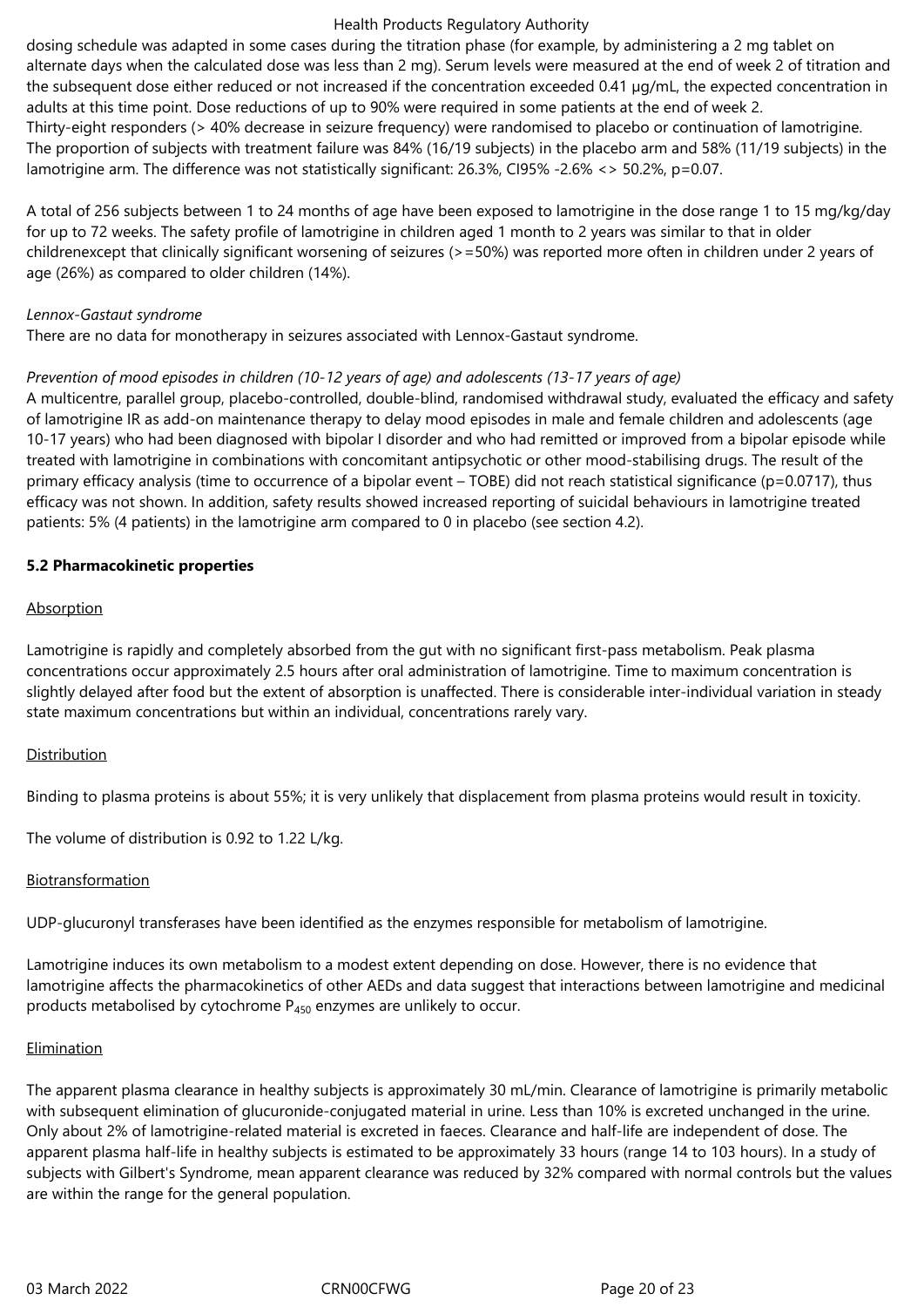dosing schedule was adapted in some cases during the titration phase (for example, by administering a 2 mg tablet on alternate days when the calculated dose was less than 2 mg). Serum levels were measured at the end of week 2 of titration and the subsequent dose either reduced or not increased if the concentration exceeded 0.41 µg/mL, the expected concentration in adults at this time point. Dose reductions of up to 90% were required in some patients at the end of week 2.
Thirty-eight responders (> 40% decrease in seizure frequency) were randomised to placebo or continuation of lamotrigine. The proportion of subjects with treatment failure was 84% (16/19 subjects) in the placebo arm and 58% (11/19 subjects) in the lamotrigine arm. The difference was not statistically significant: 26.3%, CI95% -2.6% <> 50.2%, p=0.07.

A total of 256 subjects between 1 to 24 months of age have been exposed to lamotrigine in the dose range 1 to 15 mg/kg/day for up to 72 weeks. The safety profile of lamotrigine in children aged 1 month to 2 years was similar to that in older childrenexcept that clinically significant worsening of seizures (>=50%) was reported more often in children under 2 years of age (26%) as compared to older children (14%).

*Lennox-Gastaut syndrome*
There are no data for monotherapy in seizures associated with Lennox-Gastaut syndrome.

*Prevention of mood episodes in children (10-12 years of age) and adolescents (13-17 years of age)*
A multicentre, parallel group, placebo-controlled, double-blind, randomised withdrawal study, evaluated the efficacy and safety of lamotrigine IR as add-on maintenance therapy to delay mood episodes in male and female children and adolescents (age 10-17 years) who had been diagnosed with bipolar I disorder and who had remitted or improved from a bipolar episode while treated with lamotrigine in combinations with concomitant antipsychotic or other mood-stabilising drugs. The result of the primary efficacy analysis (time to occurrence of a bipolar event – TOBE) did not reach statistical significance (p=0.0717), thus efficacy was not shown. In addition, safety results showed increased reporting of suicidal behaviours in lamotrigine treated patients: 5% (4 patients) in the lamotrigine arm compared to 0 in placebo (see section 4.2).

**5.2 Pharmacokinetic properties**

Absorption

Lamotrigine is rapidly and completely absorbed from the gut with no significant first-pass metabolism. Peak plasma concentrations occur approximately 2.5 hours after oral administration of lamotrigine. Time to maximum concentration is slightly delayed after food but the extent of absorption is unaffected. There is considerable inter-individual variation in steady state maximum concentrations but within an individual, concentrations rarely vary.

Distribution

Binding to plasma proteins is about 55%; it is very unlikely that displacement from plasma proteins would result in toxicity.

The volume of distribution is 0.92 to 1.22 L/kg.

Biotransformation

UDP-glucuronyl transferases have been identified as the enzymes responsible for metabolism of lamotrigine.

Lamotrigine induces its own metabolism to a modest extent depending on dose. However, there is no evidence that lamotrigine affects the pharmacokinetics of other AEDs and data suggest that interactions between lamotrigine and medicinal products metabolised by cytochrome $P_{450}$ enzymes are unlikely to occur.

Elimination

The apparent plasma clearance in healthy subjects is approximately 30 mL/min. Clearance of lamotrigine is primarily metabolic with subsequent elimination of glucuronide-conjugated material in urine. Less than 10% is excreted unchanged in the urine. Only about 2% of lamotrigine-related material is excreted in faeces. Clearance and half-life are independent of dose. The apparent plasma half-life in healthy subjects is estimated to be approximately 33 hours (range 14 to 103 hours). In a study of subjects with Gilbert's Syndrome, mean apparent clearance was reduced by 32% compared with normal controls but the values are within the range for the general population.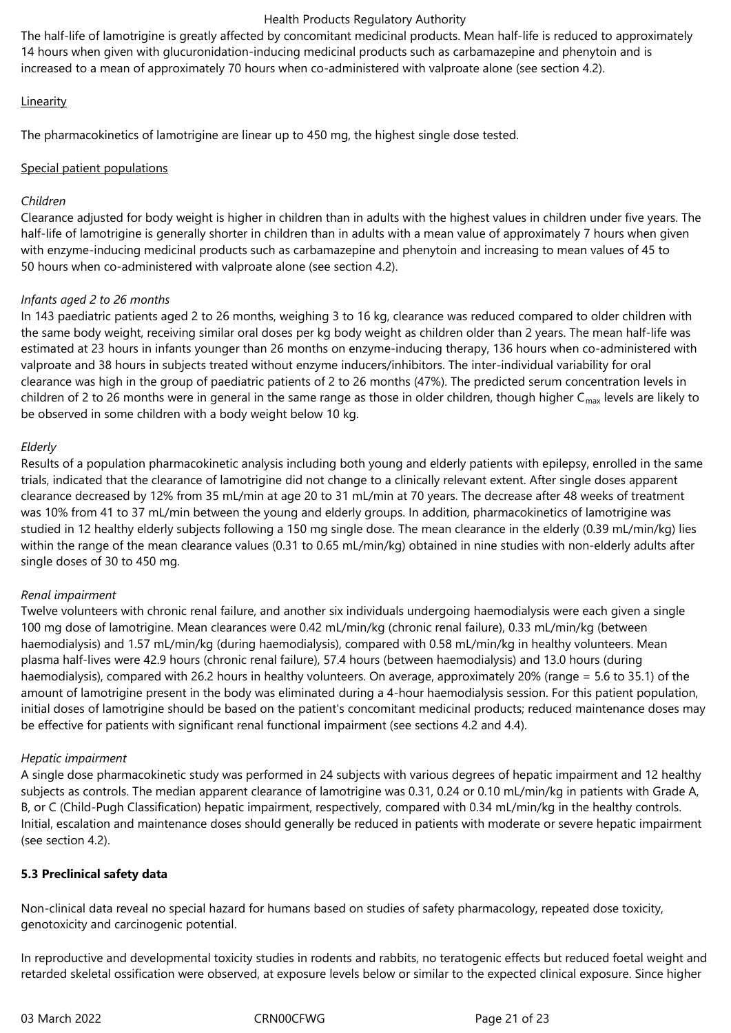The half-life of lamotrigine is greatly affected by concomitant medicinal products. Mean half-life is reduced to approximately 14 hours when given with glucuronidation-inducing medicinal products such as carbamazepine and phenytoin and is increased to a mean of approximately 70 hours when co-administered with valproate alone (see section 4.2).

Linearity

The pharmacokinetics of lamotrigine are linear up to 450 mg, the highest single dose tested.

Special patient populations

*Children*
Clearance adjusted for body weight is higher in children than in adults with the highest values in children under five years. The half-life of lamotrigine is generally shorter in children than in adults with a mean value of approximately 7 hours when given with enzyme-inducing medicinal products such as carbamazepine and phenytoin and increasing to mean values of 45 to 50 hours when co-administered with valproate alone (see section 4.2).

*Infants aged 2 to 26 months*
In 143 paediatric patients aged 2 to 26 months, weighing 3 to 16 kg, clearance was reduced compared to older children with the same body weight, receiving similar oral doses per kg body weight as children older than 2 years. The mean half-life was estimated at 23 hours in infants younger than 26 months on enzyme-inducing therapy, 136 hours when co-administered with valproate and 38 hours in subjects treated without enzyme inducers/inhibitors. The inter-individual variability for oral clearance was high in the group of paediatric patients of 2 to 26 months (47%). The predicted serum concentration levels in children of 2 to 26 months were in general in the same range as those in older children, though higher $C_{max}$ levels are likely to be observed in some children with a body weight below 10 kg.

*Elderly*
Results of a population pharmacokinetic analysis including both young and elderly patients with epilepsy, enrolled in the same trials, indicated that the clearance of lamotrigine did not change to a clinically relevant extent. After single doses apparent clearance decreased by 12% from 35 mL/min at age 20 to 31 mL/min at 70 years. The decrease after 48 weeks of treatment was 10% from 41 to 37 mL/min between the young and elderly groups. In addition, pharmacokinetics of lamotrigine was studied in 12 healthy elderly subjects following a 150 mg single dose. The mean clearance in the elderly (0.39 mL/min/kg) lies within the range of the mean clearance values (0.31 to 0.65 mL/min/kg) obtained in nine studies with non-elderly adults after single doses of 30 to 450 mg.

*Renal impairment*
Twelve volunteers with chronic renal failure, and another six individuals undergoing haemodialysis were each given a single 100 mg dose of lamotrigine. Mean clearances were 0.42 mL/min/kg (chronic renal failure), 0.33 mL/min/kg (between haemodialysis) and 1.57 mL/min/kg (during haemodialysis), compared with 0.58 mL/min/kg in healthy volunteers. Mean plasma half-lives were 42.9 hours (chronic renal failure), 57.4 hours (between haemodialysis) and 13.0 hours (during haemodialysis), compared with 26.2 hours in healthy volunteers. On average, approximately 20% (range = 5.6 to 35.1) of the amount of lamotrigine present in the body was eliminated during a 4-hour haemodialysis session. For this patient population, initial doses of lamotrigine should be based on the patient's concomitant medicinal products; reduced maintenance doses may be effective for patients with significant renal functional impairment (see sections 4.2 and 4.4).

*Hepatic impairment*
A single dose pharmacokinetic study was performed in 24 subjects with various degrees of hepatic impairment and 12 healthy subjects as controls. The median apparent clearance of lamotrigine was 0.31, 0.24 or 0.10 mL/min/kg in patients with Grade A, B, or C (Child-Pugh Classification) hepatic impairment, respectively, compared with 0.34 mL/min/kg in the healthy controls. Initial, escalation and maintenance doses should generally be reduced in patients with moderate or severe hepatic impairment (see section 4.2).

**5.3 Preclinical safety data**

Non-clinical data reveal no special hazard for humans based on studies of safety pharmacology, repeated dose toxicity, genotoxicity and carcinogenic potential.

In reproductive and developmental toxicity studies in rodents and rabbits, no teratogenic effects but reduced foetal weight and retarded skeletal ossification were observed, at exposure levels below or similar to the expected clinical exposure. Since higher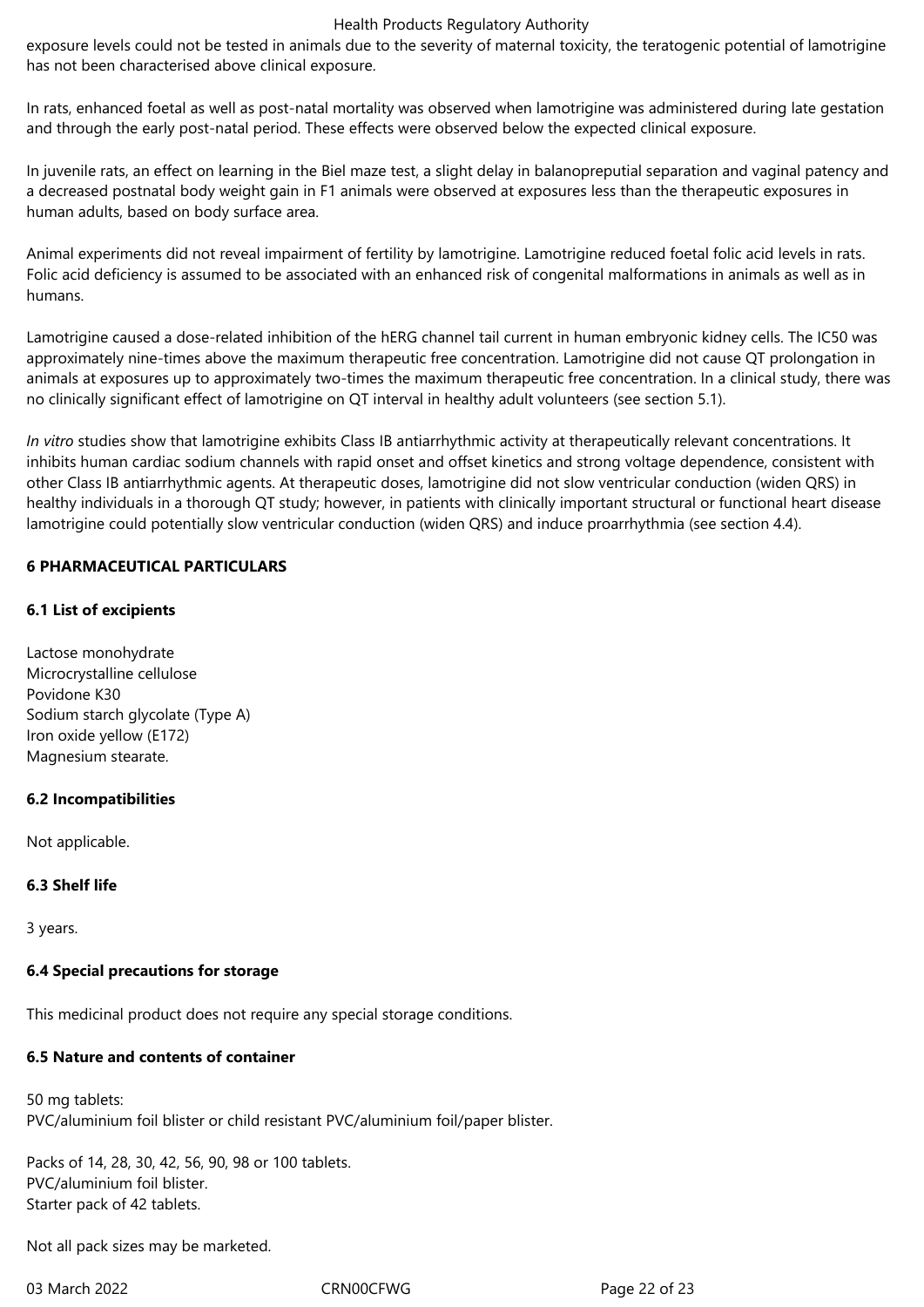exposure levels could not be tested in animals due to the severity of maternal toxicity, the teratogenic potential of lamotrigine has not been characterised above clinical exposure.

In rats, enhanced foetal as well as post-natal mortality was observed when lamotrigine was administered during late gestation and through the early post-natal period. These effects were observed below the expected clinical exposure.

In juvenile rats, an effect on learning in the Biel maze test, a slight delay in balanopreputial separation and vaginal patency and a decreased postnatal body weight gain in F1 animals were observed at exposures less than the therapeutic exposures in human adults, based on body surface area.

Animal experiments did not reveal impairment of fertility by lamotrigine. Lamotrigine reduced foetal folic acid levels in rats. Folic acid deficiency is assumed to be associated with an enhanced risk of congenital malformations in animals as well as in humans.

Lamotrigine caused a dose-related inhibition of the hERG channel tail current in human embryonic kidney cells. The IC50 was approximately nine-times above the maximum therapeutic free concentration. Lamotrigine did not cause QT prolongation in animals at exposures up to approximately two-times the maximum therapeutic free concentration. In a clinical study, there was no clinically significant effect of lamotrigine on QT interval in healthy adult volunteers (see section 5.1).

*In vitro* studies show that lamotrigine exhibits Class IB antiarrhythmic activity at therapeutically relevant concentrations. It inhibits human cardiac sodium channels with rapid onset and offset kinetics and strong voltage dependence, consistent with other Class IB antiarrhythmic agents. At therapeutic doses, lamotrigine did not slow ventricular conduction (widen QRS) in healthy individuals in a thorough QT study; however, in patients with clinically important structural or functional heart disease lamotrigine could potentially slow ventricular conduction (widen QRS) and induce proarrhythmia (see section 4.4).

## 6 PHARMACEUTICAL PARTICULARS

### 6.1 List of excipients

Lactose monohydrate
Microcrystalline cellulose
Povidone K30
Sodium starch glycolate (Type A)
Iron oxide yellow (E172)
Magnesium stearate.

### 6.2 Incompatibilities

Not applicable.

### 6.3 Shelf life

3 years.

### 6.4 Special precautions for storage

This medicinal product does not require any special storage conditions.

### 6.5 Nature and contents of container

50 mg tablets:
PVC/aluminium foil blister or child resistant PVC/aluminium foil/paper blister.

Packs of 14, 28, 30, 42, 56, 90, 98 or 100 tablets.
PVC/aluminium foil blister.
Starter pack of 42 tablets.

Not all pack sizes may be marketed.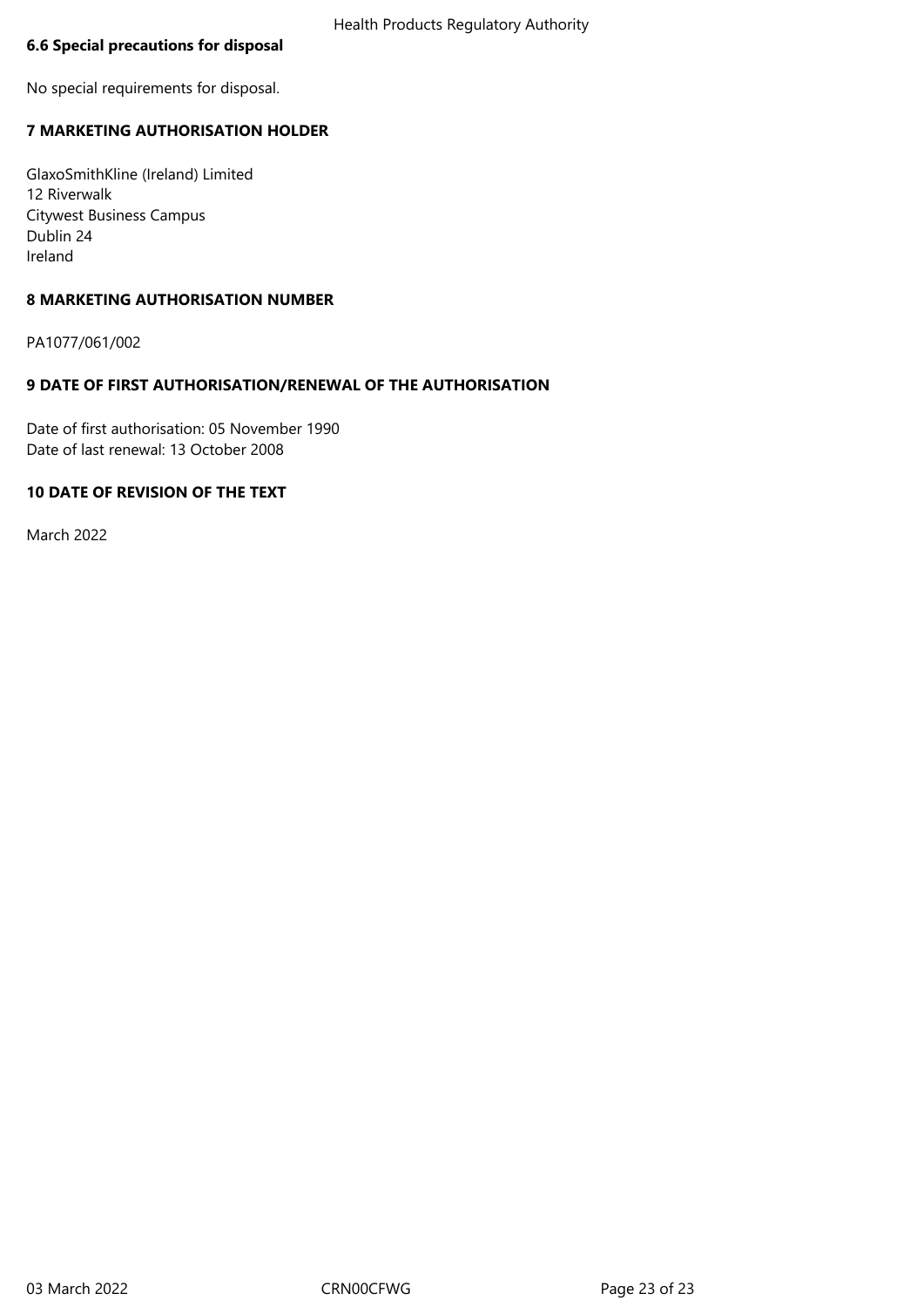### 6.6 Special precautions for disposal

No special requirements for disposal.

## 7 MARKETING AUTHORISATION HOLDER

GlaxoSmithKline (Ireland) Limited
12 Riverwalk
Citywest Business Campus
Dublin 24
Ireland

## 8 MARKETING AUTHORISATION NUMBER

PA1077/061/002

## 9 DATE OF FIRST AUTHORISATION/RENEWAL OF THE AUTHORISATION

Date of first authorisation: 05 November 1990
Date of last renewal: 13 October 2008

## 10 DATE OF REVISION OF THE TEXT

March 2022